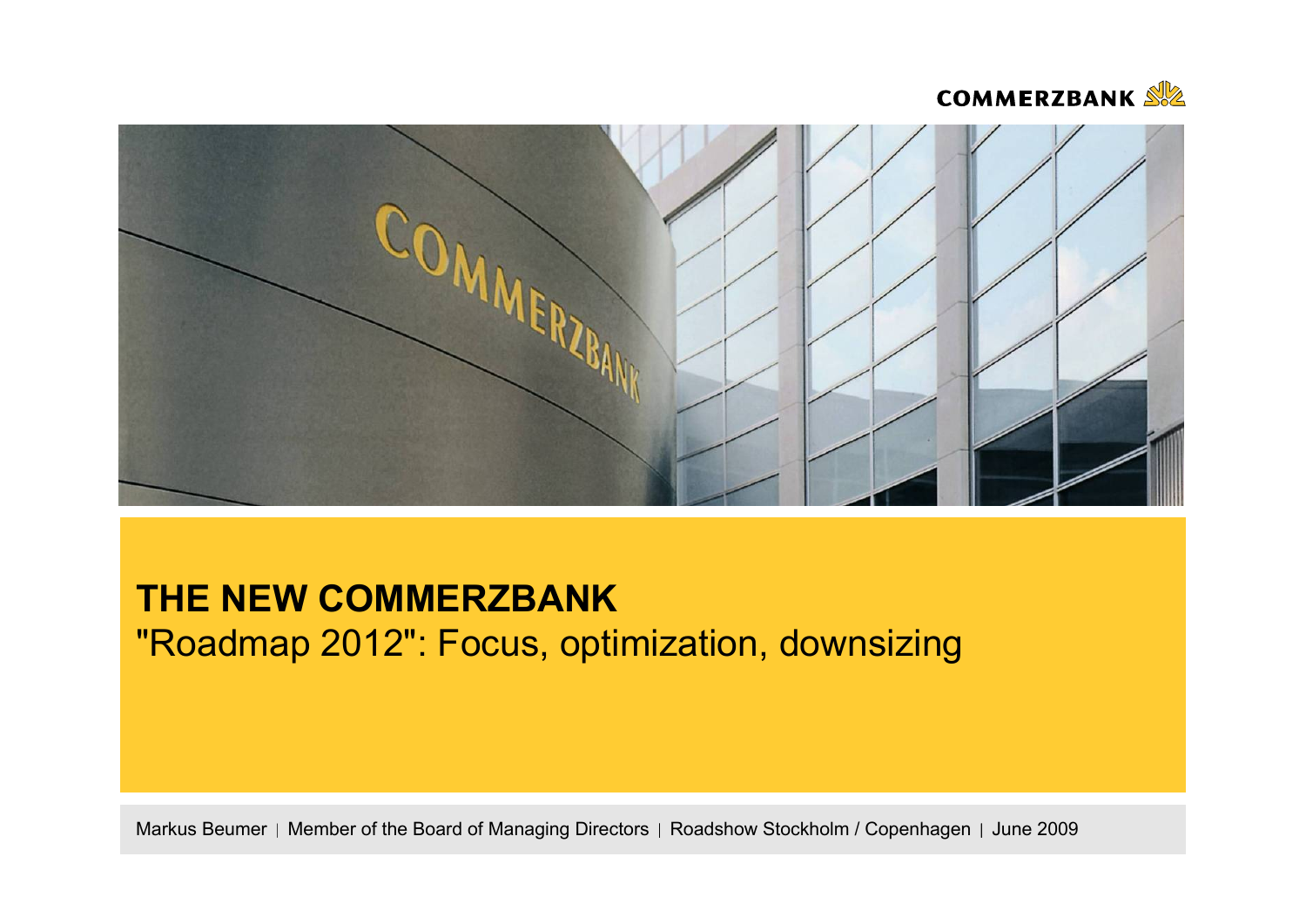COMMERZBANK

# THE NEW COMMERZBANK

"Roadmap 2012": Focus, optimization, downsizing

Markus Beumer | Member of the Board of Managing Directors | Roadshow Stockholm / Copenhagen | June 2009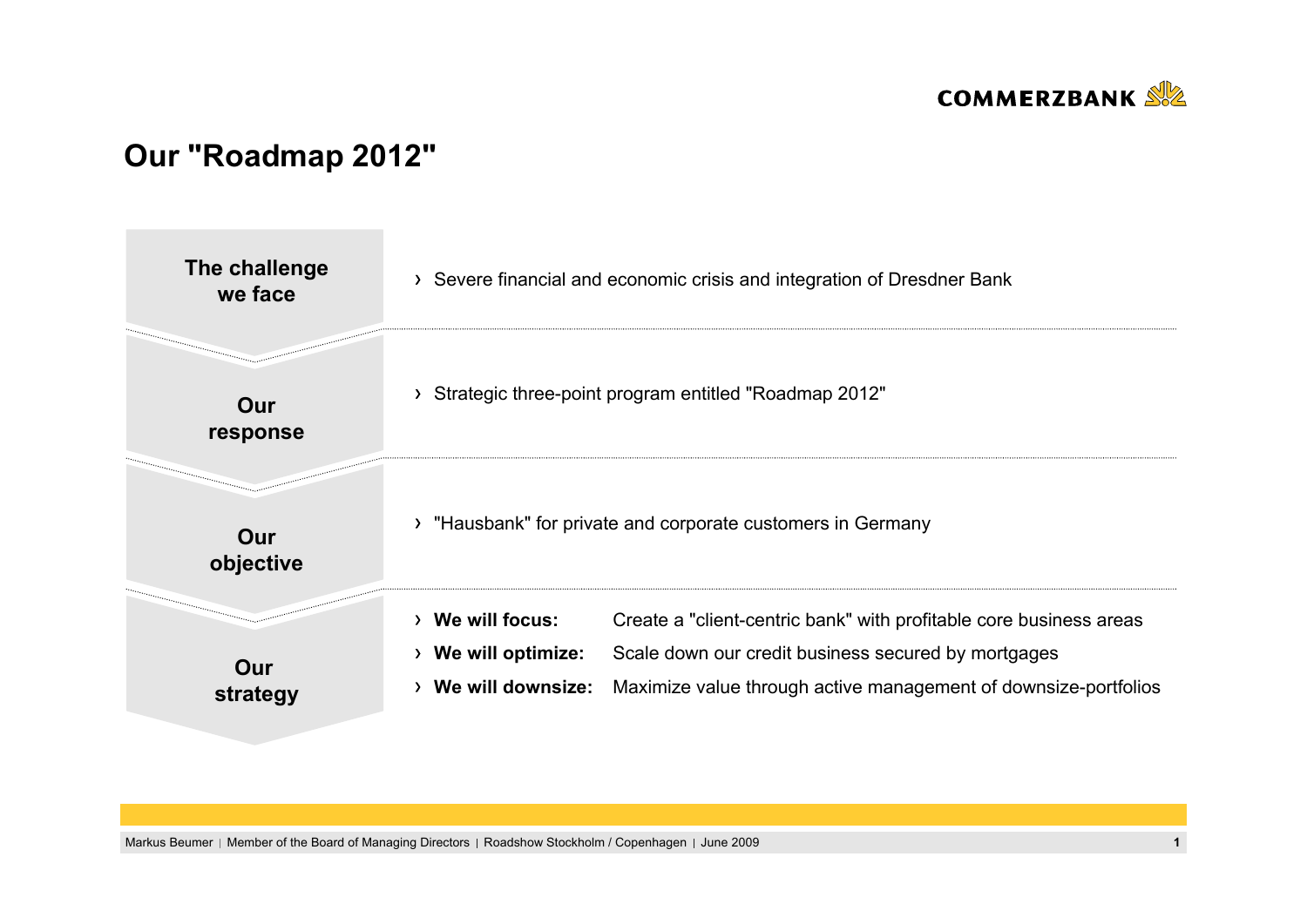# Our "Roadmap 2012"

| | |
|---|---|
| **The challenge we face** | › Severe financial and economic crisis and integration of Dresdner Bank |
| **Our response** | › Strategic three-point program entitled "Roadmap 2012" |
| **Our objective** | › "Hausbank" for private and corporate customers in Germany |
| **Our strategy** | › **We will focus:** Create a "client-centric bank" with profitable core business areas<br>› **We will optimize:** Scale down our credit business secured by mortgages<br>› **We will downsize:** Maximize value through active management of downsize-portfolios |

Markus Beumer | Member of the Board of Managing Directors | Roadshow Stockholm / Copenhagen | June 2009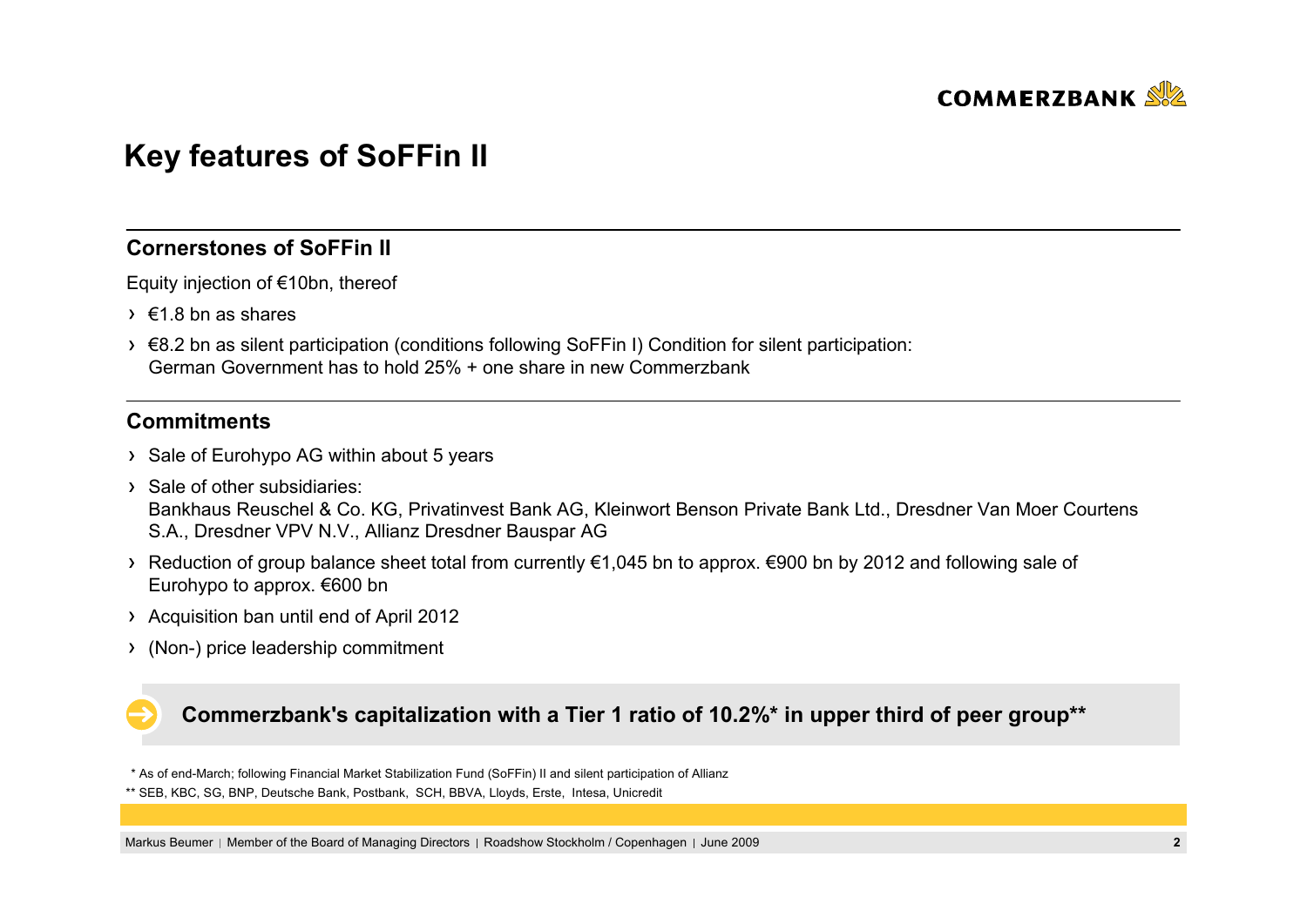# Key features of SoFFin II

## Cornerstones of SoFFin II

Equity injection of €10bn, thereof

- €1.8 bn as shares
- €8.2 bn as silent participation (conditions following SoFFin I) Condition for silent participation: German Government has to hold 25% + one share in new Commerzbank

## Commitments

- Sale of Eurohypo AG within about 5 years
- Sale of other subsidiaries: Bankhaus Reuschel & Co. KG, Privatinvest Bank AG, Kleinwort Benson Private Bank Ltd., Dresdner Van Moer Courtens S.A., Dresdner VPV N.V., Allianz Dresdner Bauspar AG
- Reduction of group balance sheet total from currently €1,045 bn to approx. €900 bn by 2012 and following sale of Eurohypo to approx. €600 bn
- Acquisition ban until end of April 2012
- (Non-) price leadership commitment

**Commerzbank's capitalization with a Tier 1 ratio of 10.2%* in upper third of peer group****

\* As of end-March; following Financial Market Stabilization Fund (SoFFin) II and silent participation of Allianz

** SEB, KBC, SG, BNP, Deutsche Bank, Postbank, SCH, BBVA, Lloyds, Erste, Intesa, Unicredit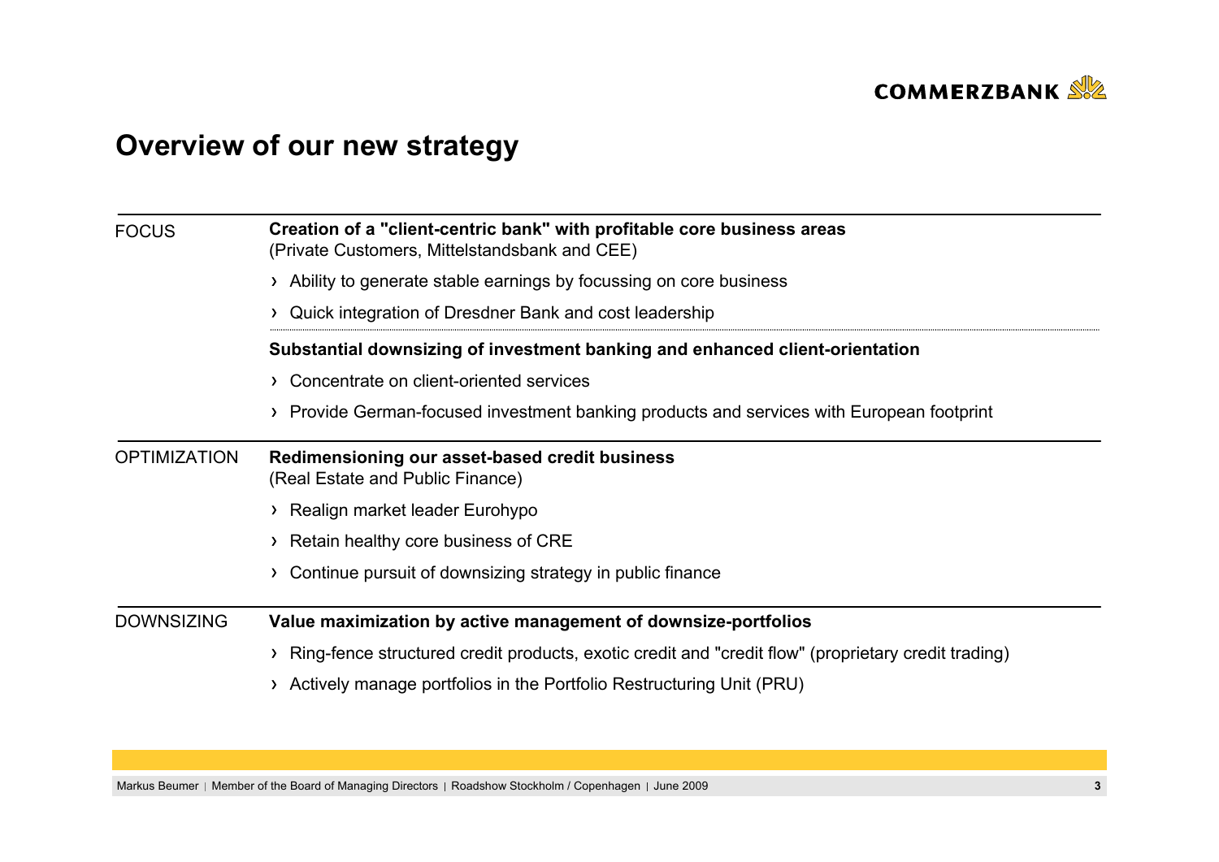# Overview of our new strategy

**FOCUS**

**Creation of a "client-centric bank" with profitable core business areas**
(Private Customers, Mittelstandsbank and CEE)

- Ability to generate stable earnings by focussing on core business
- Quick integration of Dresdner Bank and cost leadership

**Substantial downsizing of investment banking and enhanced client-orientation**

- Concentrate on client-oriented services
- Provide German-focused investment banking products and services with European footprint

**OPTIMIZATION**

**Redimensioning our asset-based credit business**
(Real Estate and Public Finance)

- Realign market leader Eurohypo
- Retain healthy core business of CRE
- Continue pursuit of downsizing strategy in public finance

**DOWNSIZING**

**Value maximization by active management of downsize-portfolios**

- Ring-fence structured credit products, exotic credit and "credit flow" (proprietary credit trading)
- Actively manage portfolios in the Portfolio Restructuring Unit (PRU)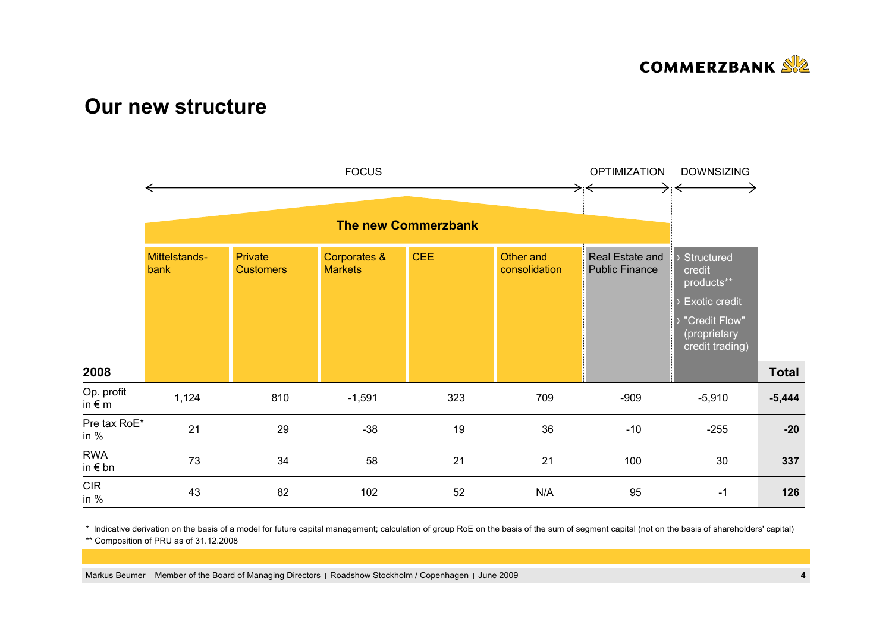# Our new structure

FOCUS | OPTIMIZATION | DOWNSIZING

**The new Commerzbank**

| **2008** | Mittelstands-bank | Private Customers | Corporates & Markets | CEE | Other and consolidation | Real Estate and Public Finance | › Structured credit products** › Exotic credit › "Credit Flow" (proprietary credit trading) | **Total** |
|---|---|---|---|---|---|---|---|---|
| Op. profit in € m | 1,124 | 810 | -1,591 | 323 | 709 | -909 | -5,910 | **-5,444** |
| Pre tax RoE* in % | 21 | 29 | -38 | 19 | 36 | -10 | -255 | **-20** |
| RWA in € bn | 73 | 34 | 58 | 21 | 21 | 100 | 30 | **337** |
| CIR in % | 43 | 82 | 102 | 52 | N/A | 95 | -1 | **126** |

\* Indicative derivation on the basis of a model for future capital management; calculation of group RoE on the basis of the sum of segment capital (not on the basis of shareholders' capital)

** Composition of PRU as of 31.12.2008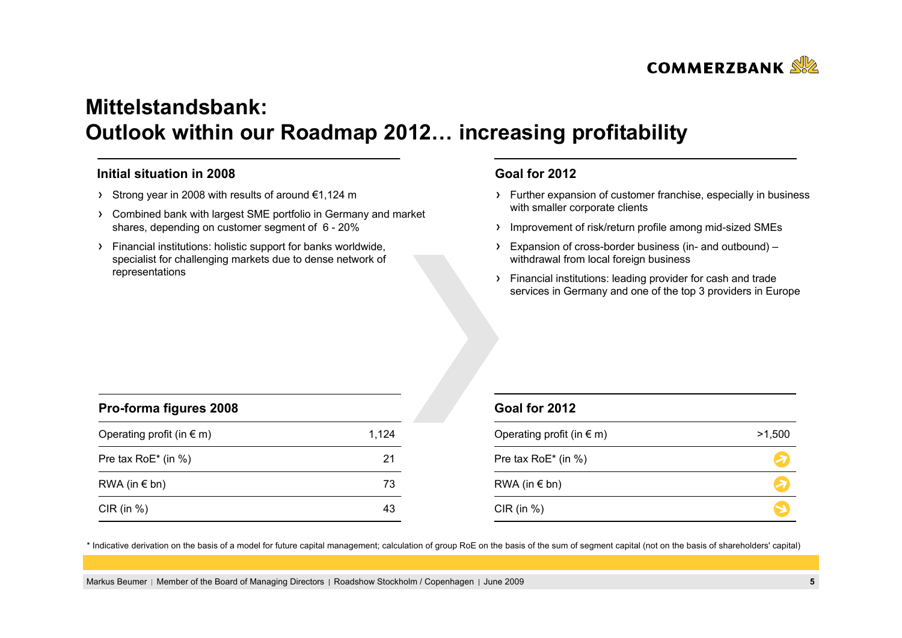# Mittelstandsbank:
# Outlook within our Roadmap 2012… increasing profitability

### Initial situation in 2008

- Strong year in 2008 with results of around €1,124 m
- Combined bank with largest SME portfolio in Germany and market shares, depending on customer segment of 6 - 20%
- Financial institutions: holistic support for banks worldwide, specialist for challenging markets due to dense network of representations

### Goal for 2012

- Further expansion of customer franchise, especially in business with smaller corporate clients
- Improvement of risk/return profile among mid-sized SMEs
- Expansion of cross-border business (in- and outbound) – withdrawal from local foreign business
- Financial institutions: leading provider for cash and trade services in Germany and one of the top 3 providers in Europe

| Pro-forma figures 2008 | |
|---|---|
| Operating profit (in € m) | 1,124 |
| Pre tax RoE* (in %) | 21 |
| RWA (in € bn) | 73 |
| CIR (in %) | 43 |

| Goal for 2012 | |
|---|---|
| Operating profit (in € m) | >1,500 |
| Pre tax RoE* (in %) | ↗ |
| RWA (in € bn) | ↗ |
| CIR (in %) | ↘ |

* Indicative derivation on the basis of a model for future capital management; calculation of group RoE on the basis of the sum of segment capital (not on the basis of shareholders' capital)

Markus Beumer | Member of the Board of Managing Directors | Roadshow Stockholm / Copenhagen | June 2009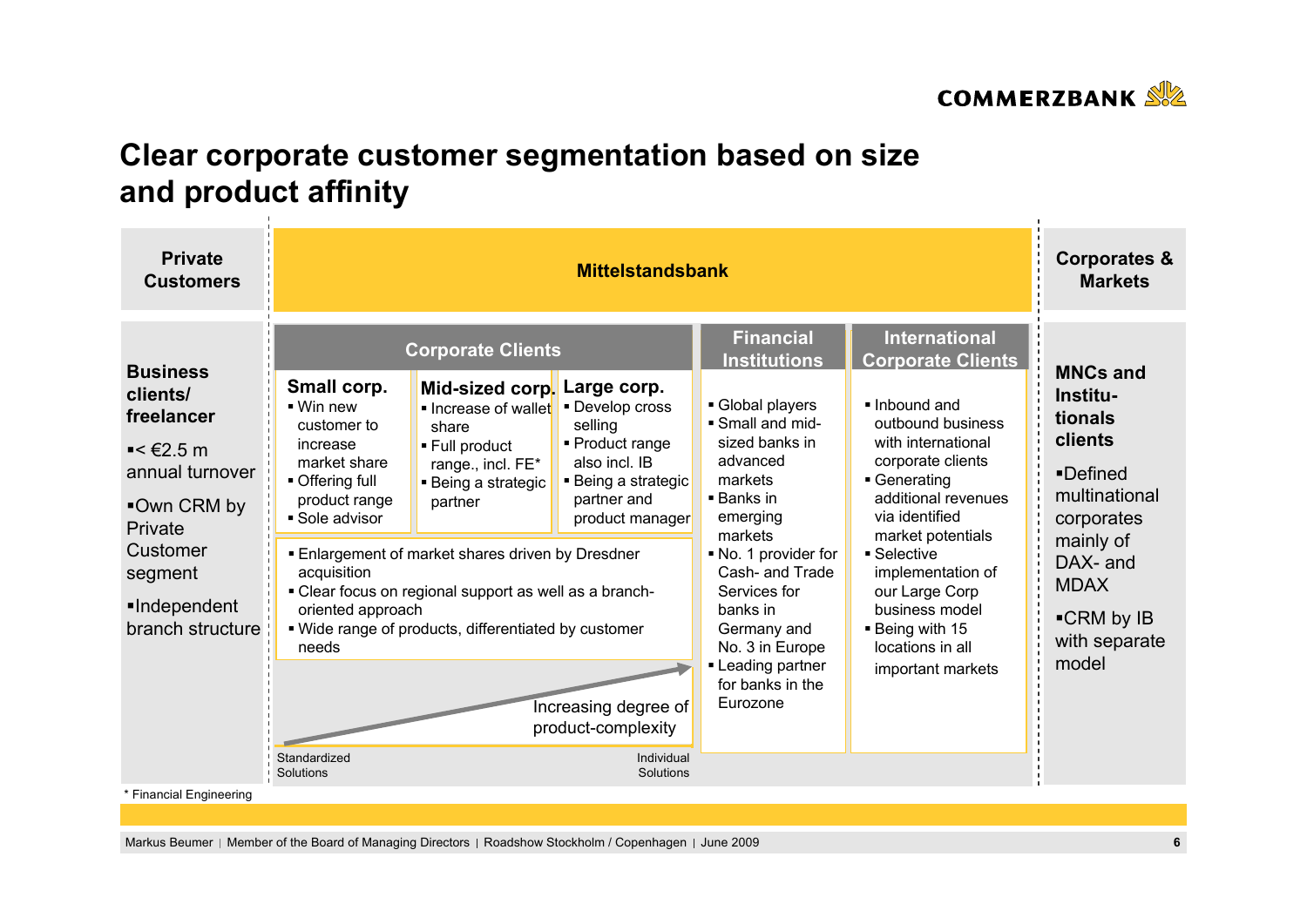# Clear corporate customer segmentation based on size and product affinity

## Private Customers

**Business clients/ freelancer**

- < €2.5 m annual turnover
- Own CRM by Private Customer segment
- Independent branch structure

## Mittelstandsbank

### Corporate Clients

**Small corp.**
- Win new customer to increase market share
- Offering full product range
- Sole advisor

**Mid-sized corp.**
- Increase of wallet share
- Full product range., incl. FE*
- Being a strategic partner

**Large corp.**
- Develop cross selling
- Product range also incl. IB
- Being a strategic partner and product manager

- Enlargement of market shares driven by Dresdner acquisition
- Clear focus on regional support as well as a branch-oriented approach
- Wide range of products, differentiated by customer needs

Increasing degree of product-complexity

Standardized Solutions → Individual Solutions

### Financial Institutions

- Global players
- Small and mid-sized banks in advanced markets
- Banks in emerging markets
- No. 1 provider for Cash- and Trade Services for banks in Germany and No. 3 in Europe
- Leading partner for banks in the Eurozone

### International Corporate Clients

- Inbound and outbound business with international corporate clients
- Generating additional revenues via identified market potentials
- Selective implementation of our Large Corp business model
- Being with 15 locations in all important markets

## Corporates & Markets

**MNCs and Institutionals clients**

- Defined multinational corporates mainly of DAX- and MDAX
- CRM by IB with separate model

\* Financial Engineering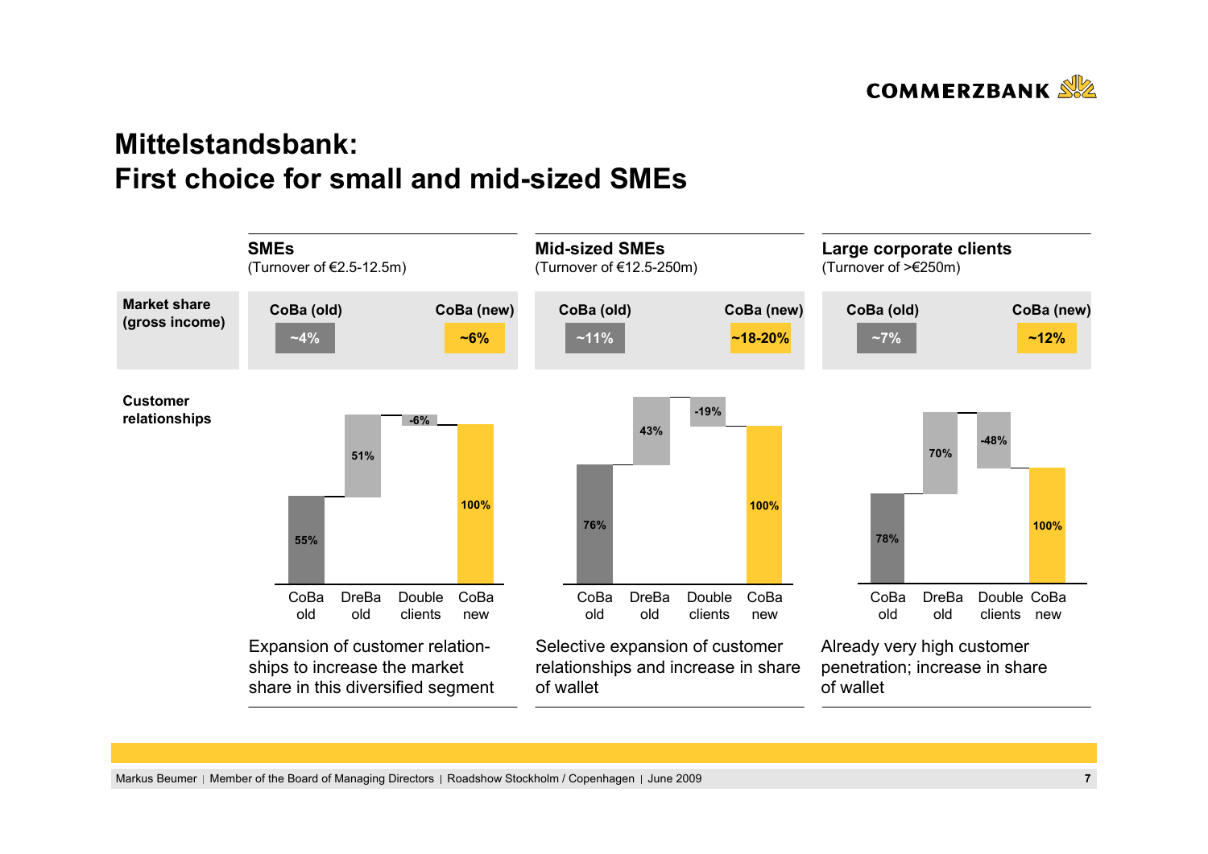# Mittelstandsbank:
# First choice for small and mid-sized SMEs

| | SMEs (Turnover of €2.5-12.5m) | | Mid-sized SMEs (Turnover of €12.5-250m) | | Large corporate clients (Turnover of >€250m) | |
|---|---|---|---|---|---|---|
| **Market share (gross income)** | CoBa (old) | CoBa (new) | CoBa (old) | CoBa (new) | CoBa (old) | CoBa (new) |
| | ~4% | ~6% | ~11% | ~18-20% | ~7% | ~12% |

**Customer relationships**

| | CoBa old | DreBa old | Double clients | CoBa new |
|---|---|---|---|---|
| SMEs | 55% | 51% | -6% | 100% |
| Mid-sized SMEs | 76% | 43% | -19% | 100% |
| Large corporate clients | 78% | 70% | -48% | 100% |

**SMEs:** Expansion of customer relationships to increase the market share in this diversified segment

**Mid-sized SMEs:** Selective expansion of customer relationships and increase in share of wallet

**Large corporate clients:** Already very high customer penetration; increase in share of wallet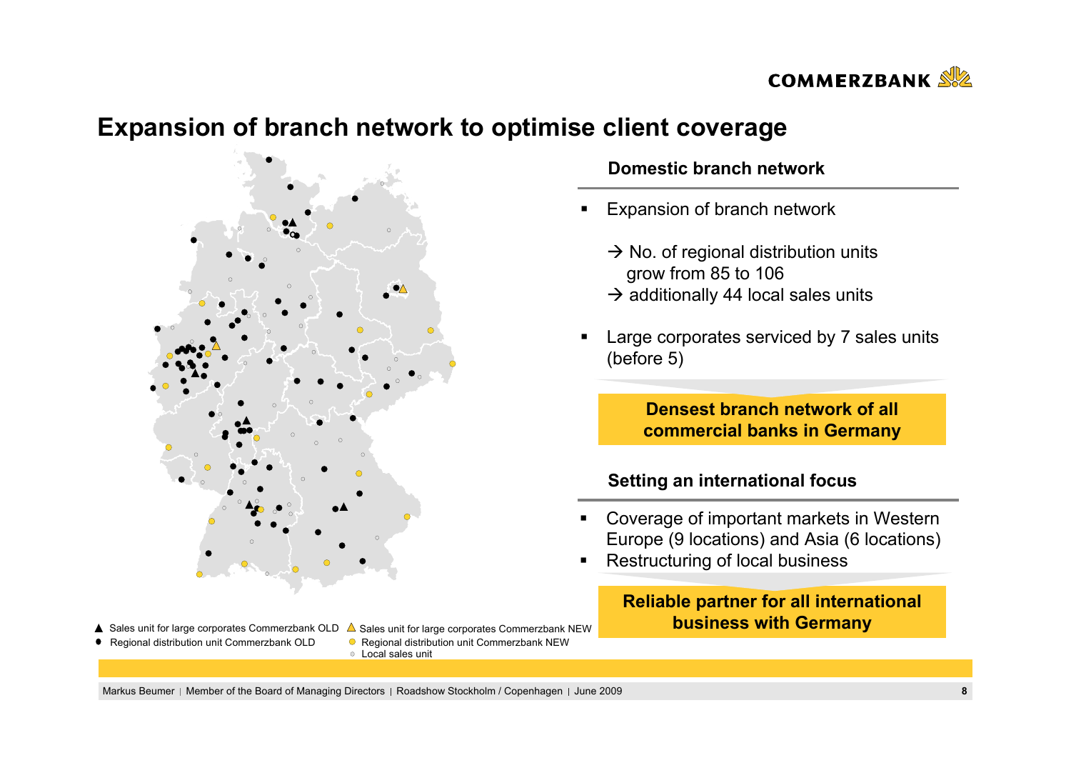# Expansion of branch network to optimise client coverage

## Domestic branch network

- Expansion of branch network

  → No. of regional distribution units grow from 85 to 106
  → additionally 44 local sales units

- Large corporates serviced by 7 sales units (before 5)

**Densest branch network of all commercial banks in Germany**

## Setting an international focus

- Coverage of important markets in Western Europe (9 locations) and Asia (6 locations)
- Restructuring of local business

**Reliable partner for all international business with Germany**

▲ Sales unit for large corporates Commerzbank OLD
△ Sales unit for large corporates Commerzbank NEW
● Regional distribution unit Commerzbank OLD
● Regional distribution unit Commerzbank NEW
○ Local sales unit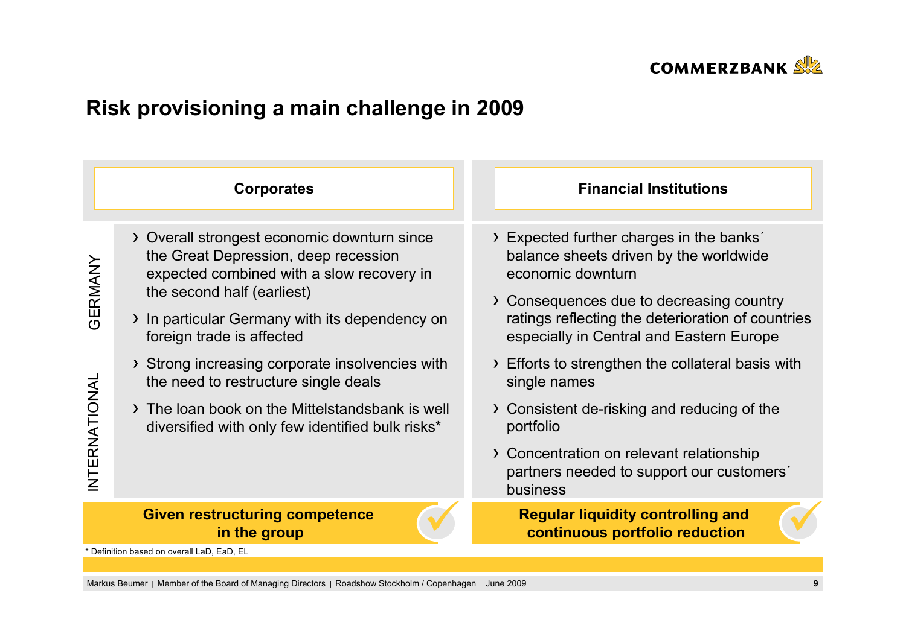# Risk provisioning a main challenge in 2009

GERMANY / INTERNATIONAL

## Corporates

- Overall strongest economic downturn since the Great Depression, deep recession expected combined with a slow recovery in the second half (earliest)
- In particular Germany with its dependency on foreign trade is affected
- Strong increasing corporate insolvencies with the need to restructure single deals
- The loan book on the Mittelstandsbank is well diversified with only few identified bulk risks*

**Given restructuring competence in the group**

## Financial Institutions

- Expected further charges in the banks´ balance sheets driven by the worldwide economic downturn
- Consequences due to decreasing country ratings reflecting the deterioration of countries especially in Central and Eastern Europe
- Efforts to strengthen the collateral basis with single names
- Consistent de-risking and reducing of the portfolio
- Concentration on relevant relationship partners needed to support our customers´ business

**Regular liquidity controlling and continuous portfolio reduction**

* Definition based on overall LaD, EaD, EL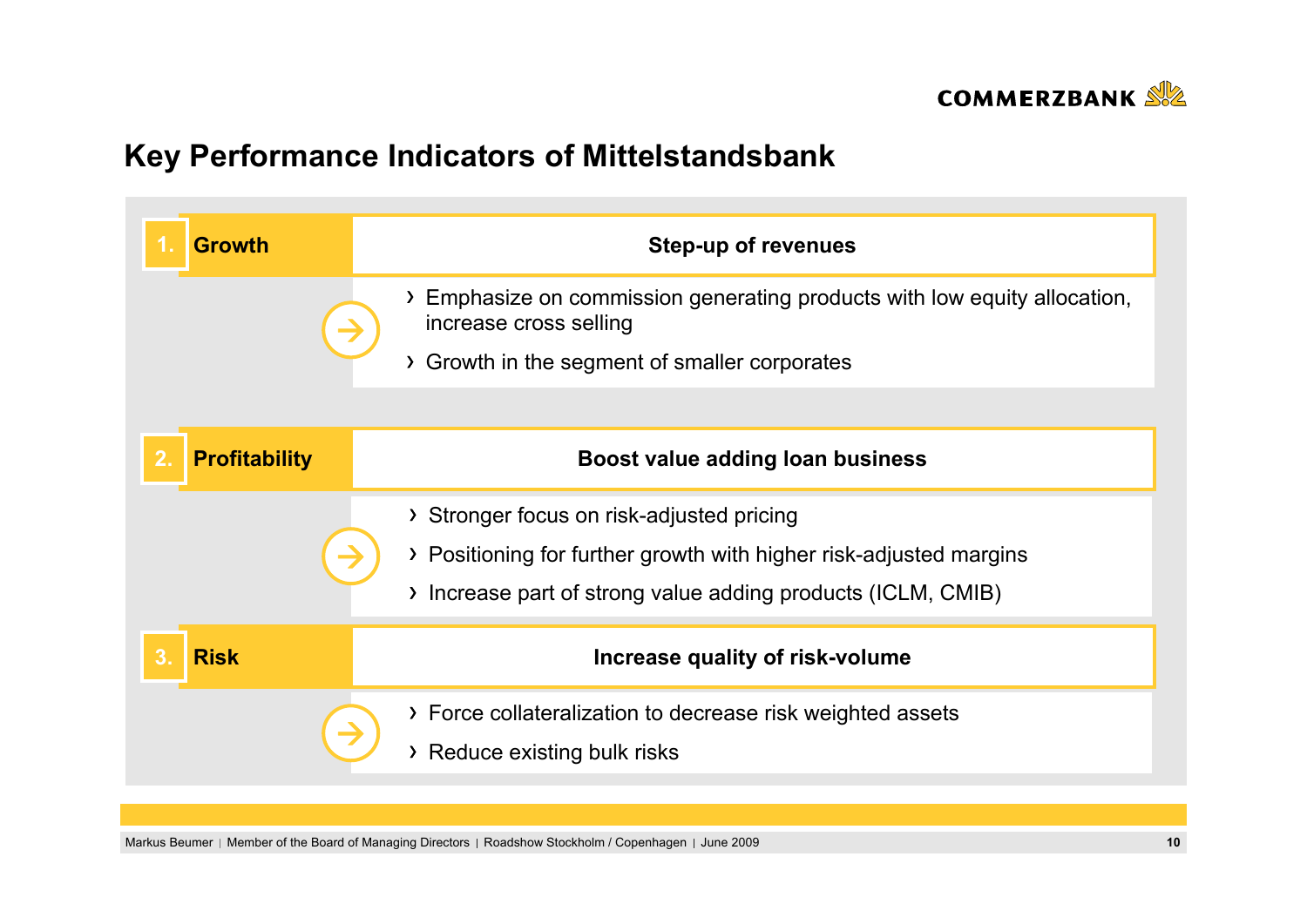# Key Performance Indicators of Mittelstandsbank

## 1. Growth

**Step-up of revenues**

- Emphasize on commission generating products with low equity allocation, increase cross selling
- Growth in the segment of smaller corporates

## 2. Profitability

**Boost value adding loan business**

- Stronger focus on risk-adjusted pricing
- Positioning for further growth with higher risk-adjusted margins
- Increase part of strong value adding products (ICLM, CMIB)

## 3. Risk

**Increase quality of risk-volume**

- Force collateralization to decrease risk weighted assets
- Reduce existing bulk risks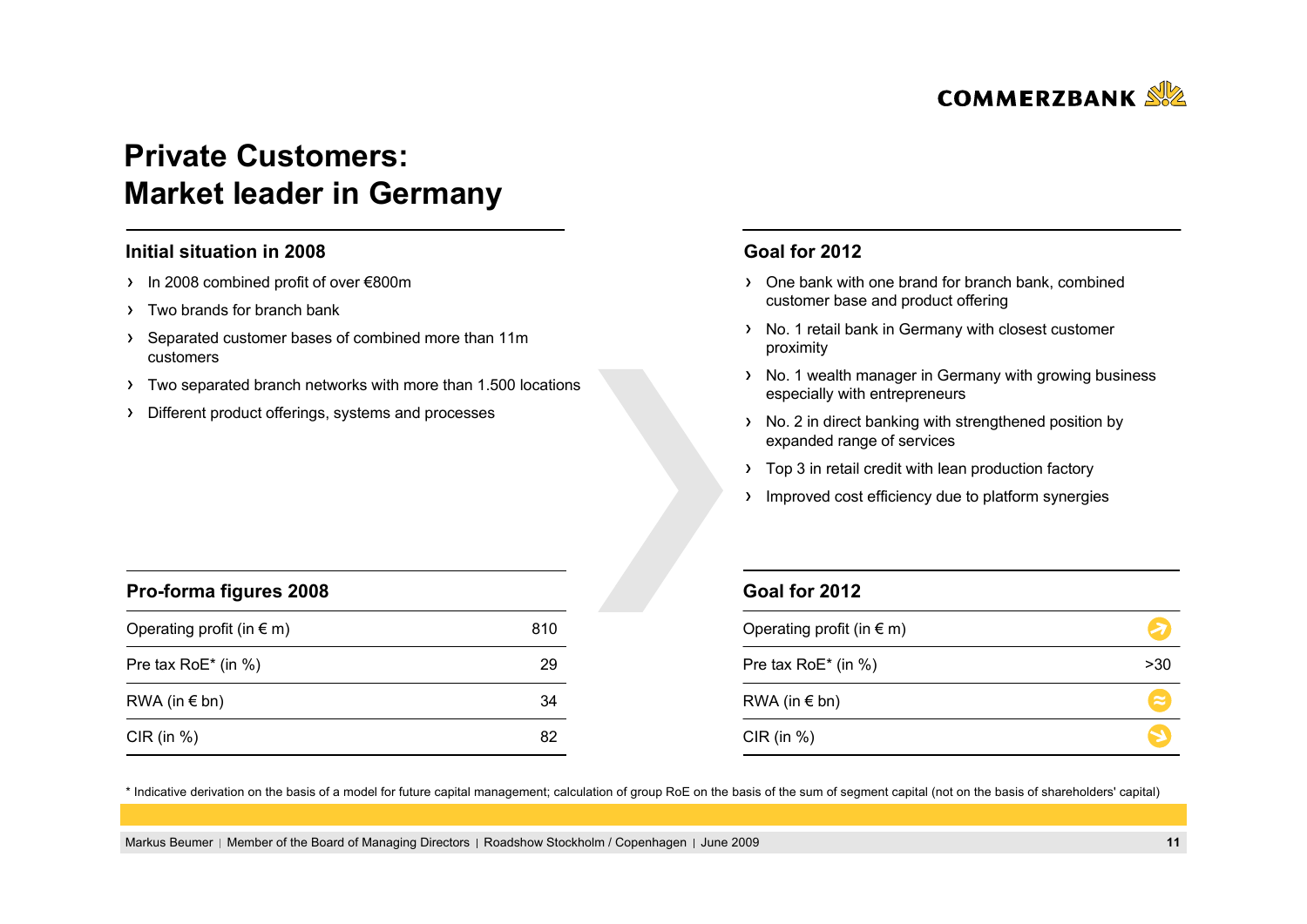# Private Customers: Market leader in Germany

## Initial situation in 2008

- In 2008 combined profit of over €800m
- Two brands for branch bank
- Separated customer bases of combined more than 11m customers
- Two separated branch networks with more than 1.500 locations
- Different product offerings, systems and processes

## Goal for 2012

- One bank with one brand for branch bank, combined customer base and product offering
- No. 1 retail bank in Germany with closest customer proximity
- No. 1 wealth manager in Germany with growing business especially with entrepreneurs
- No. 2 in direct banking with strengthened position by expanded range of services
- Top 3 in retail credit with lean production factory
- Improved cost efficiency due to platform synergies

| Pro-forma figures 2008 | |
|---|---|
| Operating profit (in € m) | 810 |
| Pre tax RoE* (in %) | 29 |
| RWA (in € bn) | 34 |
| CIR (in %) | 82 |

| Goal for 2012 | |
|---|---|
| Operating profit (in € m) | ↗ |
| Pre tax RoE* (in %) | >30 |
| RWA (in € bn) | ≈ |
| CIR (in %) | ↘ |

\* Indicative derivation on the basis of a model for future capital management; calculation of group RoE on the basis of the sum of segment capital (not on the basis of shareholders' capital)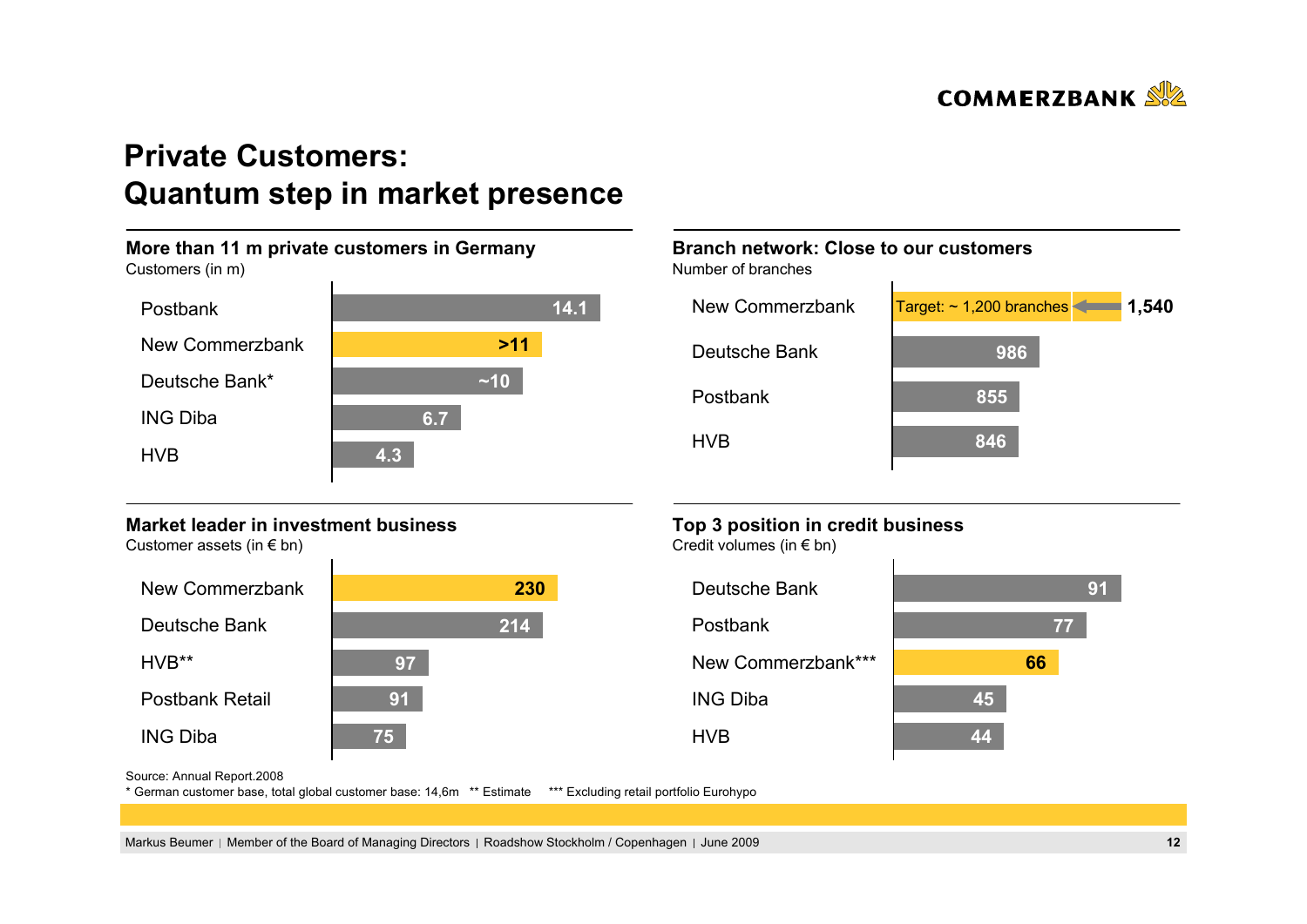# Private Customers: Quantum step in market presence

## More than 11 m private customers in Germany

Customers (in m)

| Bank | Customers (in m) |
|---|---|
| Postbank | 14.1 |
| New Commerzbank | >11 |
| Deutsche Bank* | ~10 |
| ING Diba | 6.7 |
| HVB | 4.3 |

## Branch network: Close to our customers

Number of branches

| Bank | Number of branches |
|---|---|
| New Commerzbank | 1,540 (Target: ~ 1,200 branches) |
| Deutsche Bank | 986 |
| Postbank | 855 |
| HVB | 846 |

## Market leader in investment business

Customer assets (in € bn)

| Bank | Customer assets (in € bn) |
|---|---|
| New Commerzbank | 230 |
| Deutsche Bank | 214 |
| HVB** | 97 |
| Postbank Retail | 91 |
| ING Diba | 75 |

## Top 3 position in credit business

Credit volumes (in € bn)

| Bank | Credit volumes (in € bn) |
|---|---|
| Deutsche Bank | 91 |
| Postbank | 77 |
| New Commerzbank*** | 66 |
| ING Diba | 45 |
| HVB | 44 |

Source: Annual Report.2008

* German customer base, total global customer base: 14,6m ** Estimate *** Excluding retail portfolio Eurohypo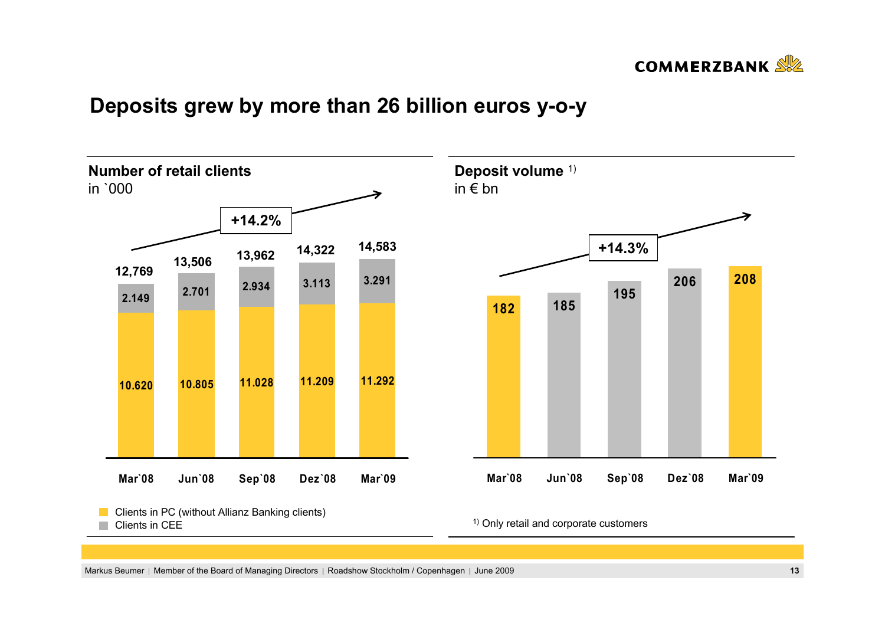# Deposits grew by more than 26 billion euros y-o-y

## Number of retail clients

in `000

+14.2%

| | Mar`08 | Jun`08 | Sep`08 | Dez`08 | Mar`09 |
|---|---|---|---|---|---|
| Clients in PC (without Allianz Banking clients) | 10.620 | 10.805 | 11.028 | 11.209 | 11.292 |
| Clients in CEE | 2.149 | 2.701 | 2.934 | 3.113 | 3.291 |
| Total | 12,769 | 13,506 | 13,962 | 14,322 | 14,583 |

## Deposit volume [1)]

in € bn

+14.3%

| Mar`08 | Jun`08 | Sep`08 | Dez`08 | Mar`09 |
|---|---|---|---|---|
| 182 | 185 | 195 | 206 | 208 |

[1)] Only retail and corporate customers

Markus Beumer | Member of the Board of Managing Directors | Roadshow Stockholm / Copenhagen | June 2009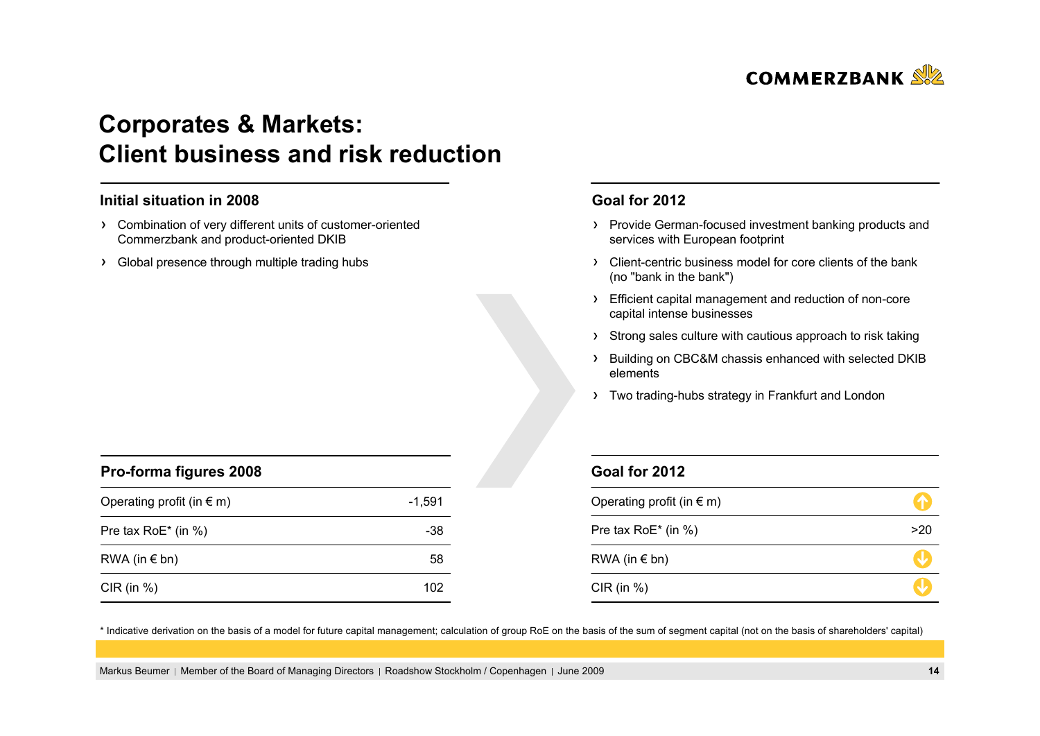# Corporates & Markets: Client business and risk reduction

### Initial situation in 2008

- Combination of very different units of customer-oriented Commerzbank and product-oriented DKIB
- Global presence through multiple trading hubs

### Goal for 2012

- Provide German-focused investment banking products and services with European footprint
- Client-centric business model for core clients of the bank (no "bank in the bank")
- Efficient capital management and reduction of non-core capital intense businesses
- Strong sales culture with cautious approach to risk taking
- Building on CBC&M chassis enhanced with selected DKIB elements
- Two trading-hubs strategy in Frankfurt and London

| Pro-forma figures 2008 | |
|---|---|
| Operating profit (in € m) | -1,591 |
| Pre tax RoE* (in %) | -38 |
| RWA (in € bn) | 58 |
| CIR (in %) | 102 |

| Goal for 2012 | |
|---|---|
| Operating profit (in € m) | ↑ |
| Pre tax RoE* (in %) | >20 |
| RWA (in € bn) | ↓ |
| CIR (in %) | ↓ |

* Indicative derivation on the basis of a model for future capital management; calculation of group RoE on the basis of the sum of segment capital (not on the basis of shareholders' capital)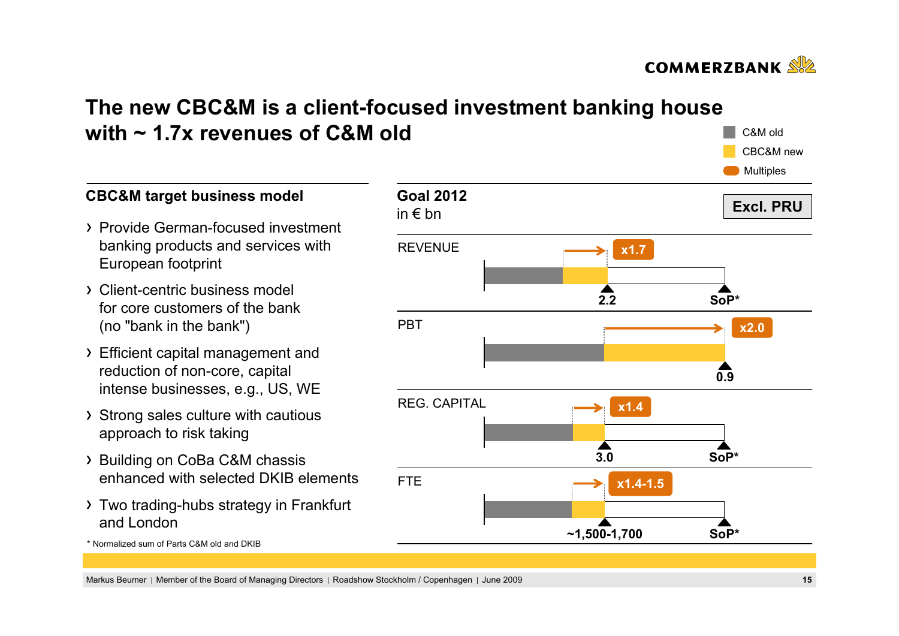# The new CBC&M is a client-focused investment banking house with ~ 1.7x revenues of C&M old

## CBC&M target business model

- Provide German-focused investment banking products and services with European footprint
- Client-centric business model for core customers of the bank (no "bank in the bank")
- Efficient capital management and reduction of non-core, capital intense businesses, e.g., US, WE
- Strong sales culture with cautious approach to risk taking
- Building on CoBa C&M chassis enhanced with selected DKIB elements
- Two trading-hubs strategy in Frankfurt and London

## Goal 2012

in € bn

**Excl. PRU**

Legend: C&M old | CBC&M new | Multiples

| | Goal 2012 | SoP* | Multiple |
|---|---|---|---|
| REVENUE | 2.2 | SoP* | x1.7 |
| PBT | 0.9 | | x2.0 |
| REG. CAPITAL | 3.0 | SoP* | x1.4 |
| FTE | ~1,500-1,700 | SoP* | x1.4-1.5 |

* Normalized sum of Parts C&M old and DKIB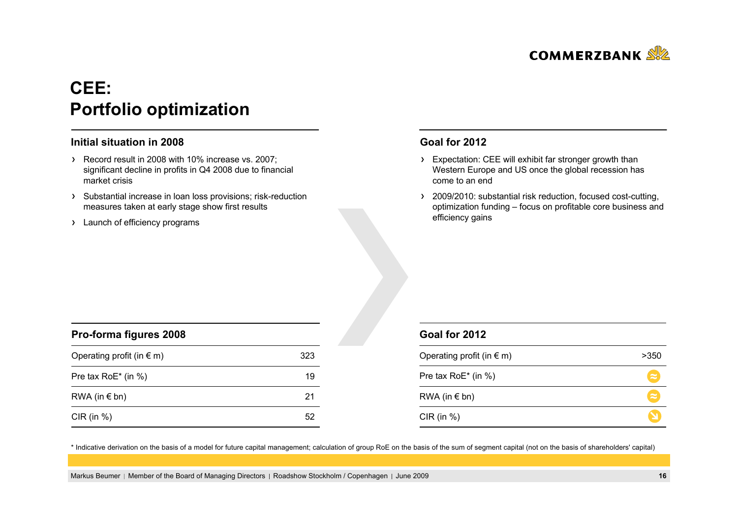# CEE: Portfolio optimization

## Initial situation in 2008

- Record result in 2008 with 10% increase vs. 2007; significant decline in profits in Q4 2008 due to financial market crisis
- Substantial increase in loan loss provisions; risk-reduction measures taken at early stage show first results
- Launch of efficiency programs

## Goal for 2012

- Expectation: CEE will exhibit far stronger growth than Western Europe and US once the global recession has come to an end
- 2009/2010: substantial risk reduction, focused cost-cutting, optimization funding – focus on profitable core business and efficiency gains

| Pro-forma figures 2008 | |
|---|---|
| Operating profit (in € m) | 323 |
| Pre tax RoE* (in %) | 19 |
| RWA (in € bn) | 21 |
| CIR (in %) | 52 |

| Goal for 2012 | |
|---|---|
| Operating profit (in € m) | >350 |
| Pre tax RoE* (in %) | ≈ |
| RWA (in € bn) | ≈ |
| CIR (in %) | ↘ |

\* Indicative derivation on the basis of a model for future capital management; calculation of group RoE on the basis of the sum of segment capital (not on the basis of shareholders' capital)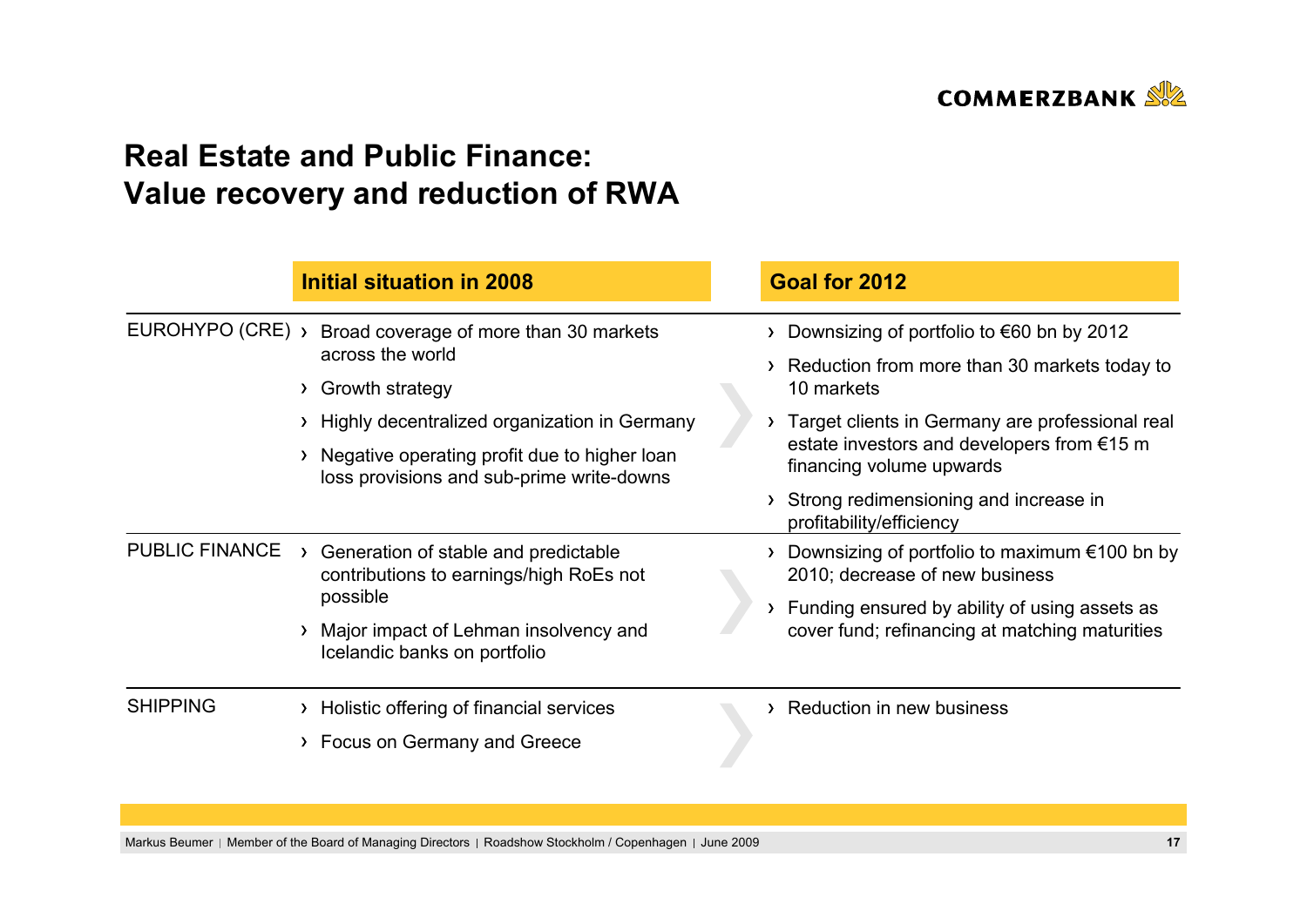# Real Estate and Public Finance: Value recovery and reduction of RWA

| | Initial situation in 2008 | Goal for 2012 |
|---|---|---|
| EUROHYPO (CRE) | › Broad coverage of more than 30 markets across the world<br>› Growth strategy<br>› Highly decentralized organization in Germany<br>› Negative operating profit due to higher loan loss provisions and sub-prime write-downs | › Downsizing of portfolio to €60 bn by 2012<br>› Reduction from more than 30 markets today to 10 markets<br>› Target clients in Germany are professional real estate investors and developers from €15 m financing volume upwards<br>› Strong redimensioning and increase in profitability/efficiency |
| PUBLIC FINANCE | › Generation of stable and predictable contributions to earnings/high RoEs not possible<br>› Major impact of Lehman insolvency and Icelandic banks on portfolio | › Downsizing of portfolio to maximum €100 bn by 2010; decrease of new business<br>› Funding ensured by ability of using assets as cover fund; refinancing at matching maturities |
| SHIPPING | › Holistic offering of financial services<br>› Focus on Germany and Greece | › Reduction in new business |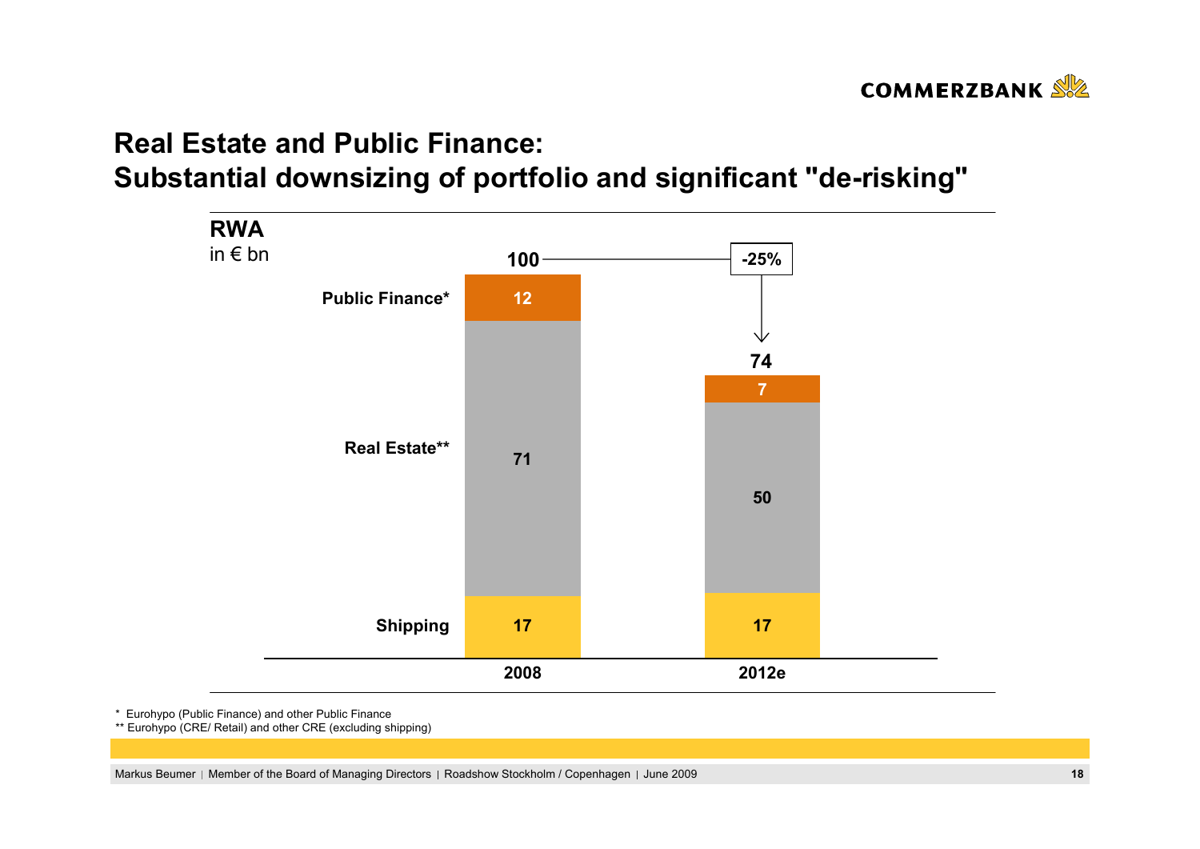# Real Estate and Public Finance: Substantial downsizing of portfolio and significant "de-risking"

**RWA**
in € bn

|  | 2008 | 2012e |
|---|---|---|
| Public Finance* | 12 | 7 |
| Real Estate** | 71 | 50 |
| Shipping | 17 | 17 |
| **Total** | **100** | **74** |

-25%

\* Eurohypo (Public Finance) and other Public Finance
** Eurohypo (CRE/ Retail) and other CRE (excluding shipping)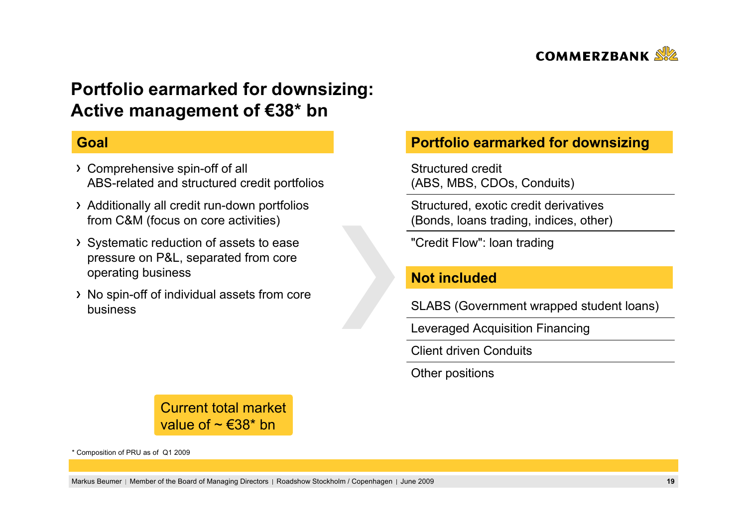# Portfolio earmarked for downsizing: Active management of €38* bn

## Goal

- Comprehensive spin-off of all ABS-related and structured credit portfolios
- Additionally all credit run-down portfolios from C&M (focus on core activities)
- Systematic reduction of assets to ease pressure on P&L, separated from core operating business
- No spin-off of individual assets from core business

Current total market value of ~ €38* bn

## Portfolio earmarked for downsizing

- Structured credit (ABS, MBS, CDOs, Conduits)
- Structured, exotic credit derivatives (Bonds, loans trading, indices, other)
- "Credit Flow": loan trading

## Not included

- SLABS (Government wrapped student loans)
- Leveraged Acquisition Financing
- Client driven Conduits
- Other positions

* Composition of PRU as of Q1 2009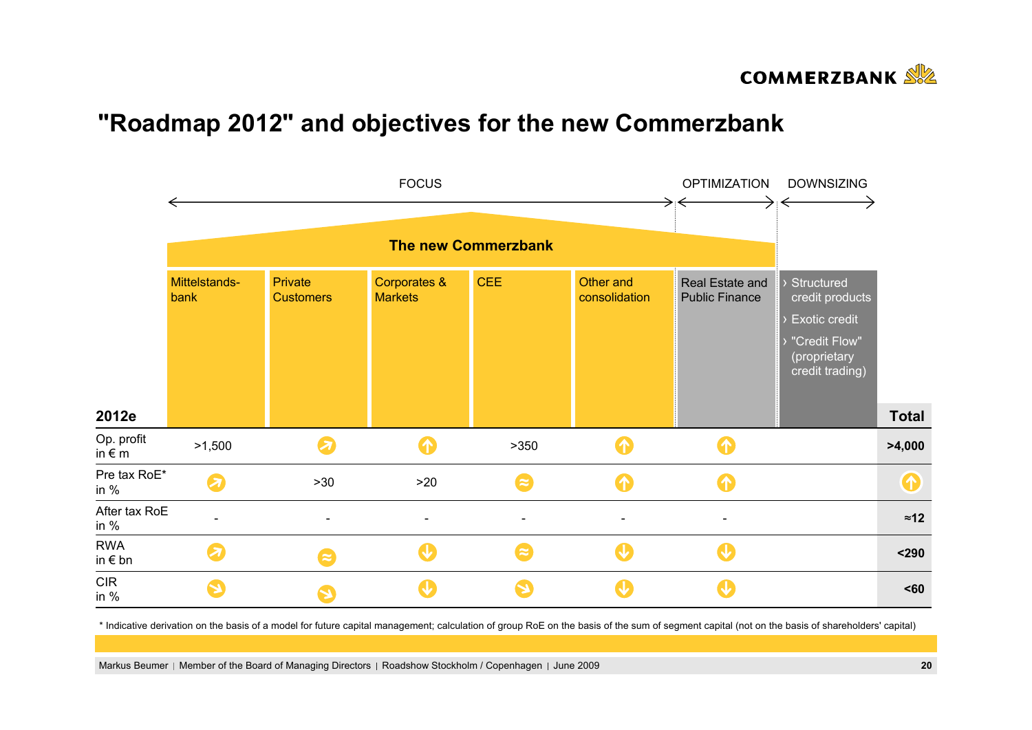# "Roadmap 2012" and objectives for the new Commerzbank

FOCUS | OPTIMIZATION | DOWNSIZING

**The new Commerzbank**

| 2012e | Mittelstands-bank | Private Customers | Corporates & Markets | CEE | Other and consolidation | Real Estate and Public Finance | › Structured credit products › Exotic credit › "Credit Flow" (proprietary credit trading) | **Total** |
|---|---|---|---|---|---|---|---|---|
| Op. profit in € m | >1,500 | ↗ | ↑ | >350 | ↑ | ↑ | | **>4,000** |
| Pre tax RoE* in % | ↗ | >30 | >20 | ≈ | ↑ | ↑ | | ↑ |
| After tax RoE in % | - | - | - | - | - | - | | **≈12** |
| RWA in € bn | ↗ | ≈ | ↓ | ≈ | ↓ | ↓ | | **<290** |
| CIR in % | ↘ | ↘ | ↓ | ↘ | ↓ | ↓ | | **<60** |

\* Indicative derivation on the basis of a model for future capital management; calculation of group RoE on the basis of the sum of segment capital (not on the basis of shareholders' capital)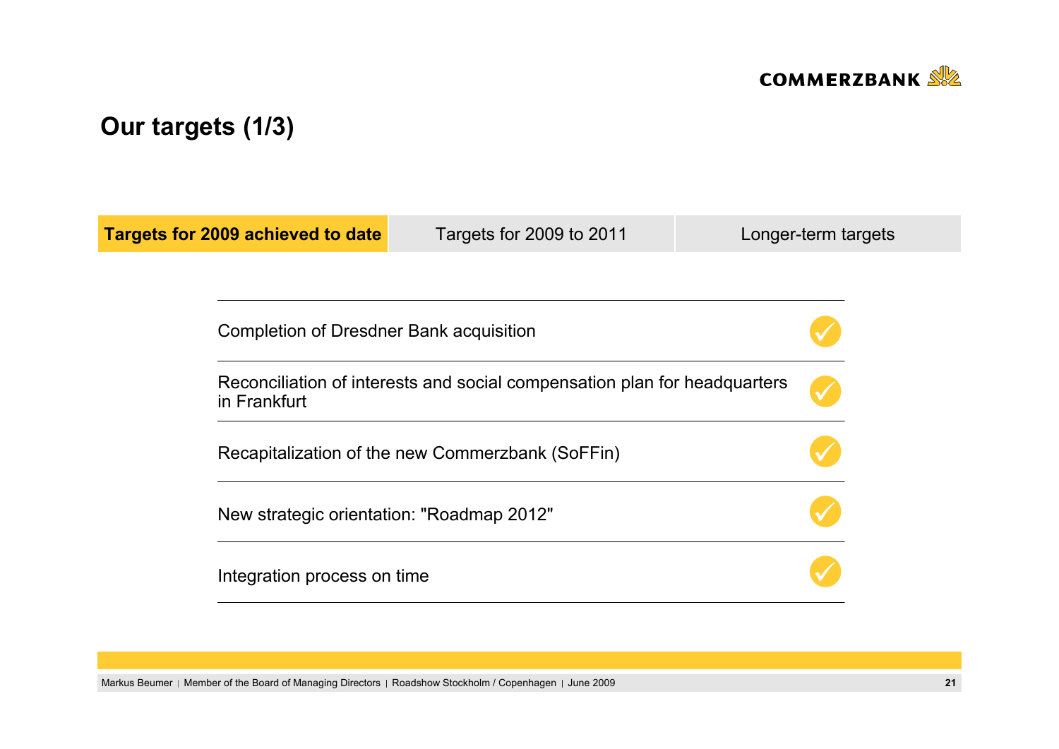# Our targets (1/3)

| **Targets for 2009 achieved to date** | Targets for 2009 to 2011 | Longer-term targets |
|---|---|---|

| | |
|---|---|
| Completion of Dresdner Bank acquisition | ✓ |
| Reconciliation of interests and social compensation plan for headquarters in Frankfurt | ✓ |
| Recapitalization of the new Commerzbank (SoFFin) | ✓ |
| New strategic orientation: "Roadmap 2012" | ✓ |
| Integration process on time | ✓ |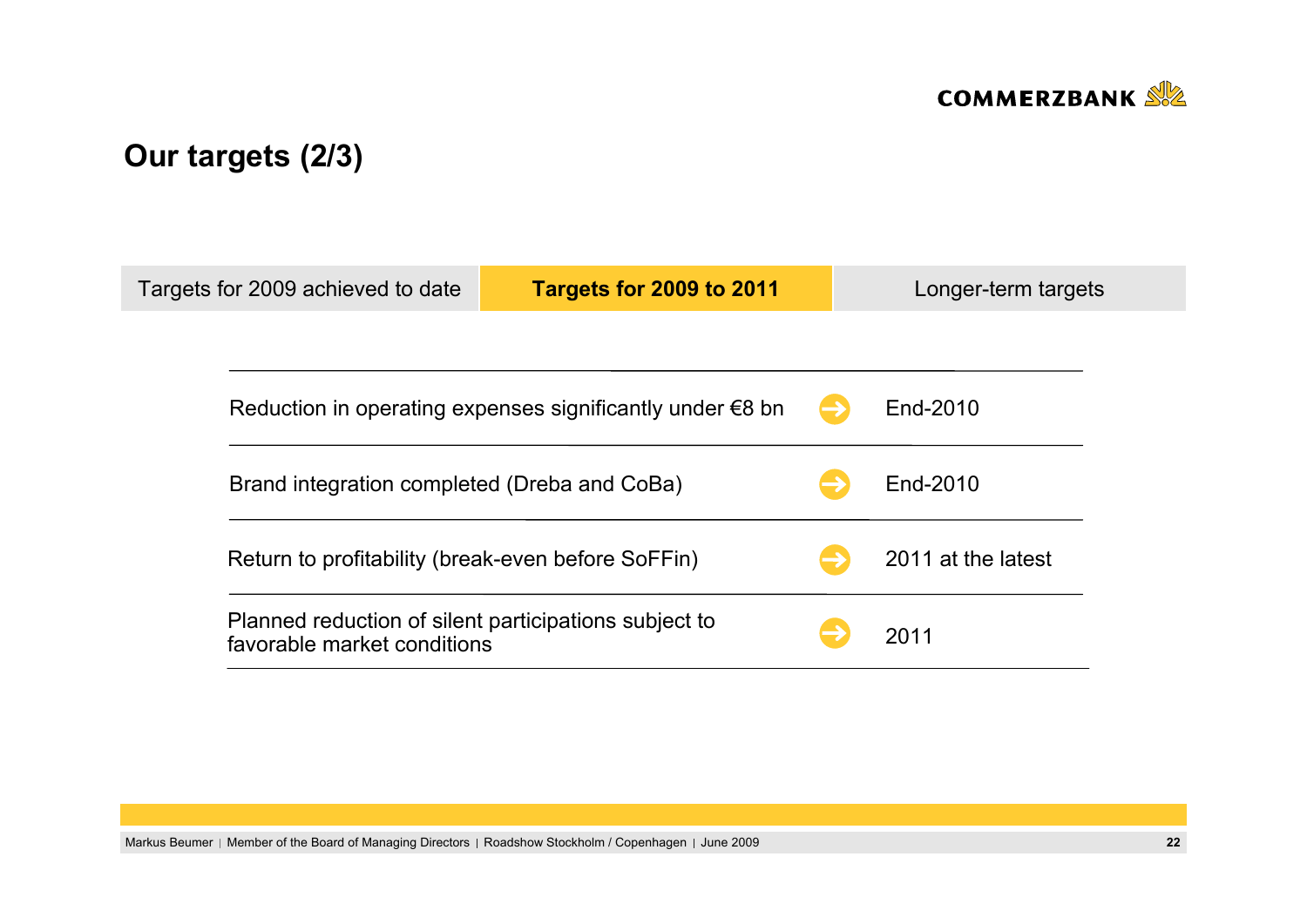# Our targets (2/3)

| Targets for 2009 achieved to date | **Targets for 2009 to 2011** | Longer-term targets |
|---|---|---|

| Target | Timing |
|---|---|
| Reduction in operating expenses significantly under €8 bn | End-2010 |
| Brand integration completed (Dreba and CoBa) | End-2010 |
| Return to profitability (break-even before SoFFin) | 2011 at the latest |
| Planned reduction of silent participations subject to favorable market conditions | 2011 |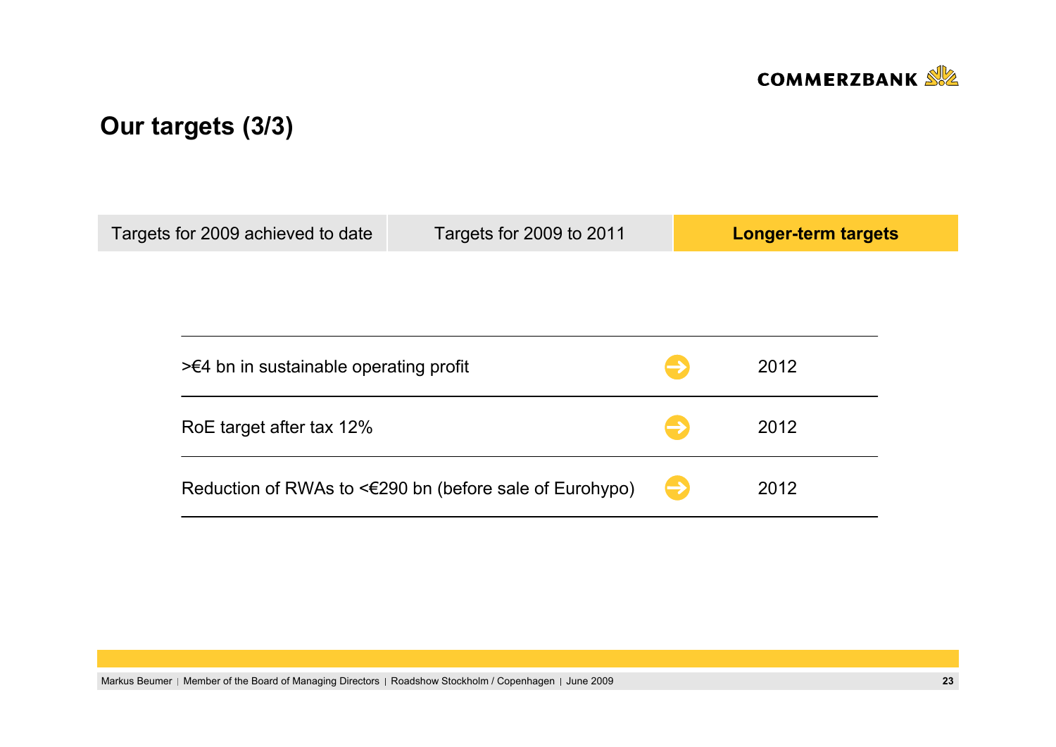# Our targets (3/3)

| Targets for 2009 achieved to date | Targets for 2009 to 2011 | **Longer-term targets** |
|---|---|---|

| Target | | Year |
|---|---|---|
| >€4 bn in sustainable operating profit | → | 2012 |
| RoE target after tax 12% | → | 2012 |
| Reduction of RWAs to <€290 bn (before sale of Eurohypo) | → | 2012 |

Markus Beumer | Member of the Board of Managing Directors | Roadshow Stockholm / Copenhagen | June 2009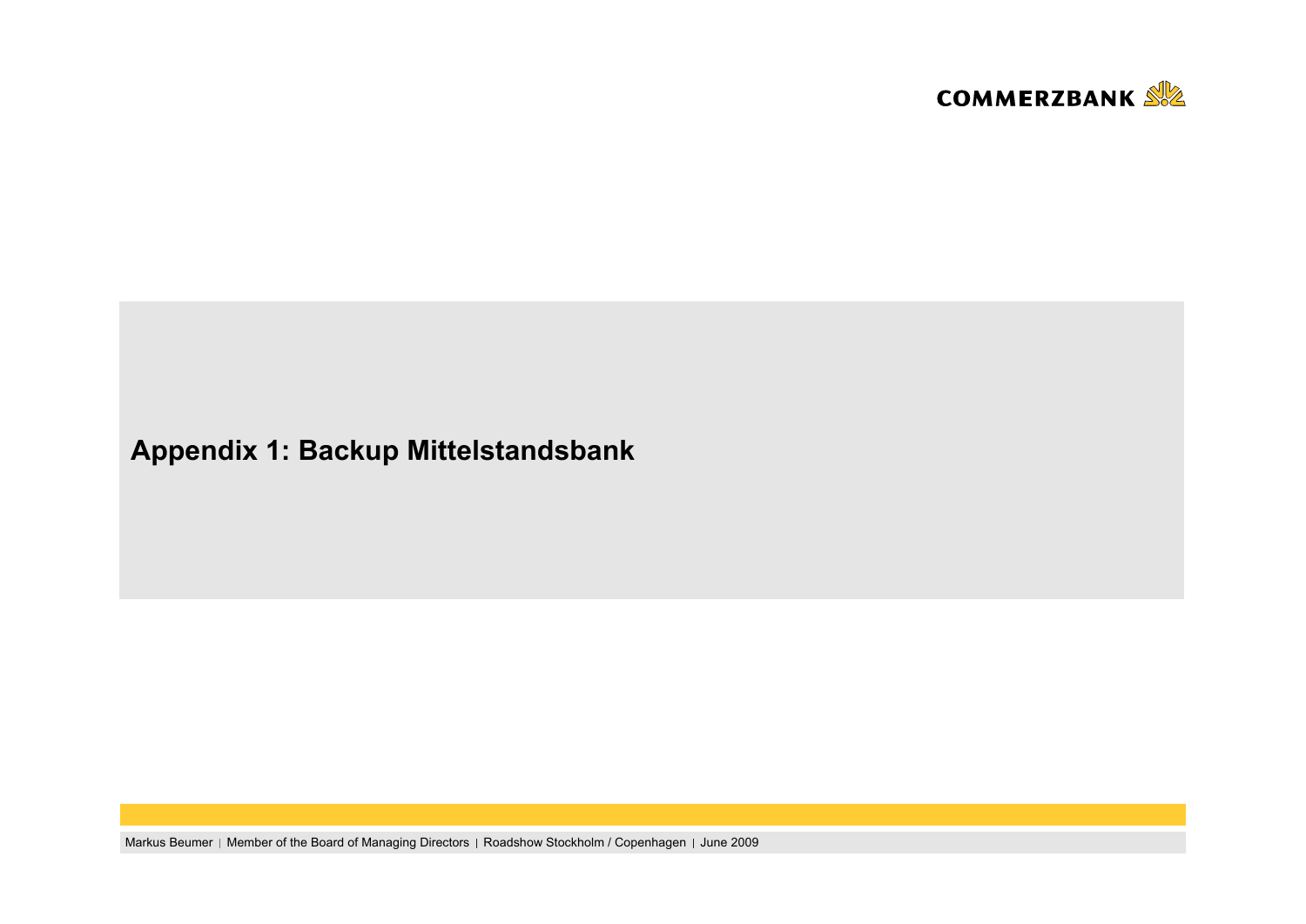# Appendix 1: Backup Mittelstandsbank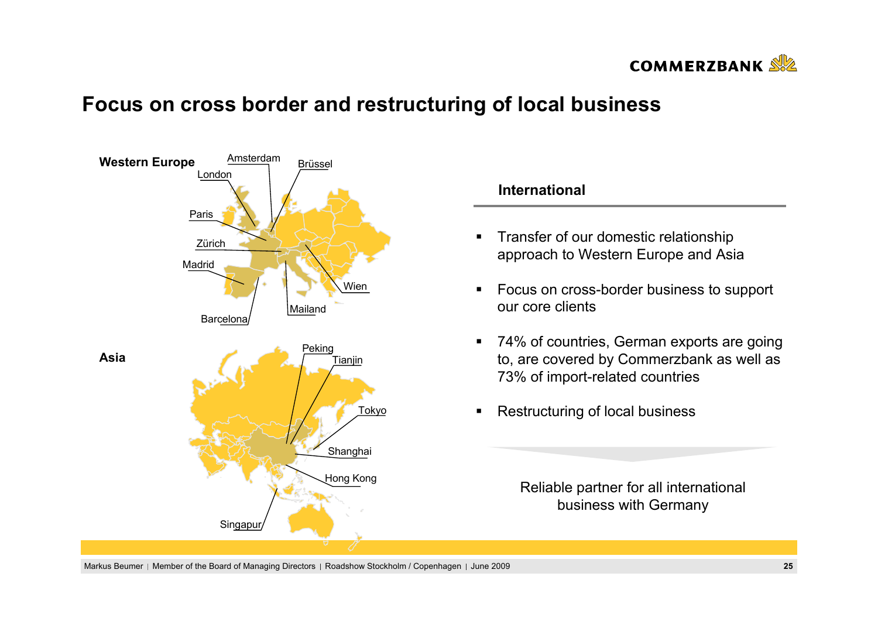# Focus on cross border and restructuring of local business

**Western Europe**

Amsterdam, Brüssel, London, Paris, Zürich, Madrid, Wien, Mailand, Barcelona

**Asia**

Peking, Tianjin, Tokyo, Shanghai, Hong Kong, Singapur

**International**

- Transfer of our domestic relationship approach to Western Europe and Asia
- Focus on cross-border business to support our core clients
- 74% of countries, German exports are going to, are covered by Commerzbank as well as 73% of import-related countries
- Restructuring of local business

Reliable partner for all international business with Germany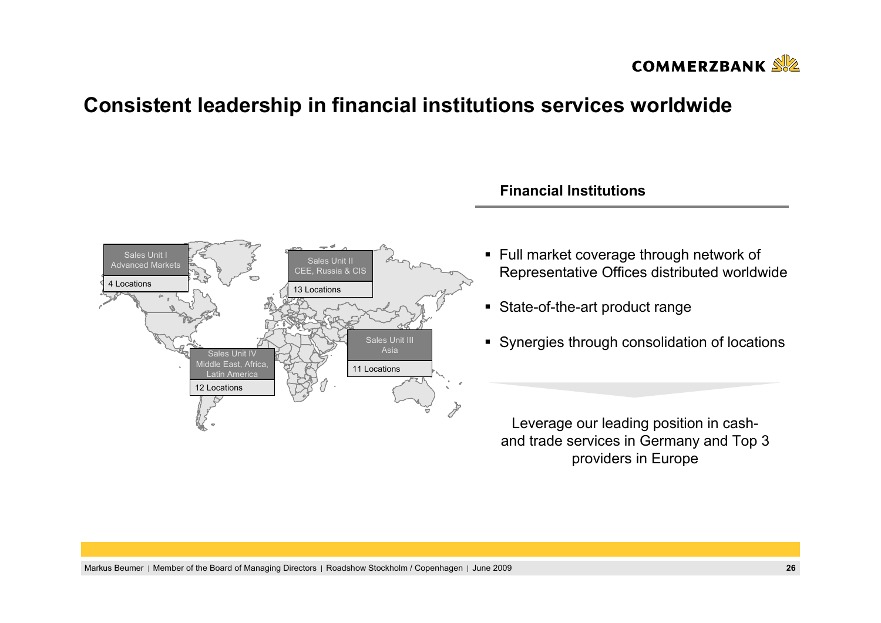# Consistent leadership in financial institutions services worldwide

Sales Unit I
Advanced Markets
4 Locations

Sales Unit II
CEE, Russia & CIS
13 Locations

Sales Unit III
Asia
11 Locations

Sales Unit IV
Middle East, Africa, Latin America
12 Locations

## Financial Institutions

- Full market coverage through network of Representative Offices distributed worldwide
- State-of-the-art product range
- Synergies through consolidation of locations

Leverage our leading position in cash- and trade services in Germany and Top 3 providers in Europe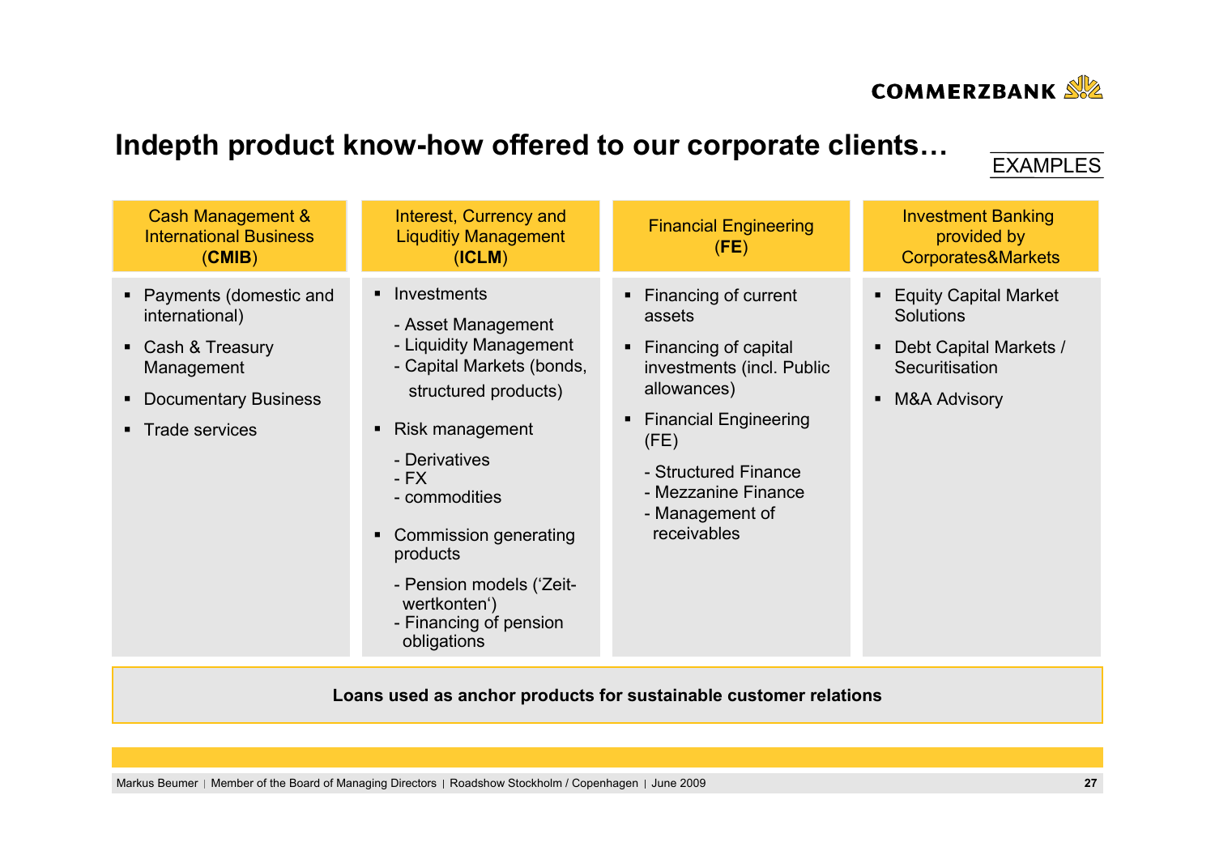# Indepth product know-how offered to our corporate clients…

EXAMPLES

## Cash Management & International Business (**CMIB**)

- Payments (domestic and international)
- Cash & Treasury Management
- Documentary Business
- Trade services

## Interest, Currency and Liquditiy Management (**ICLM**)

- Investments
  - Asset Management
  - Liquidity Management
  - Capital Markets (bonds, structured products)
- Risk management
  - Derivatives
  - FX
  - commodities
- Commission generating products
  - Pension models ('Zeit-wertkonten')
  - Financing of pension obligations

## Financial Engineering (**FE**)

- Financing of current assets
- Financing of capital investments (incl. Public allowances)
- Financial Engineering (FE)
  - Structured Finance
  - Mezzanine Finance
  - Management of receivables

## Investment Banking provided by Corporates&Markets

- Equity Capital Market Solutions
- Debt Capital Markets / Securitisation
- M&A Advisory

**Loans used as anchor products for sustainable customer relations**

Markus Beumer | Member of the Board of Managing Directors | Roadshow Stockholm / Copenhagen | June 2009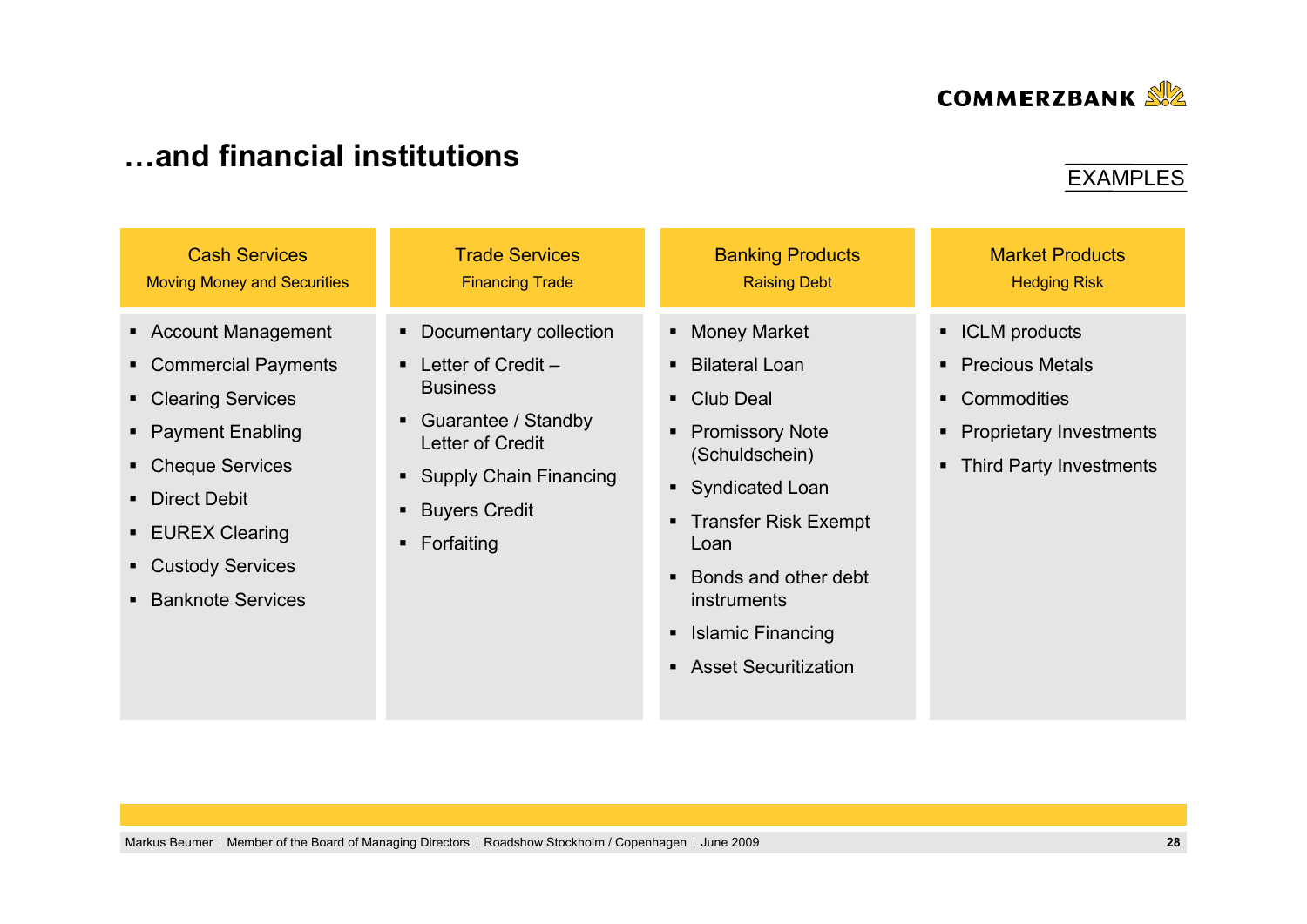# …and financial institutions

EXAMPLES

| Cash Services<br>Moving Money and Securities | Trade Services<br>Financing Trade | Banking Products<br>Raising Debt | Market Products<br>Hedging Risk |
|---|---|---|---|
| ▪ Account Management<br>▪ Commercial Payments<br>▪ Clearing Services<br>▪ Payment Enabling<br>▪ Cheque Services<br>▪ Direct Debit<br>▪ EUREX Clearing<br>▪ Custody Services<br>▪ Banknote Services | ▪ Documentary collection<br>▪ Letter of Credit – Business<br>▪ Guarantee / Standby Letter of Credit<br>▪ Supply Chain Financing<br>▪ Buyers Credit<br>▪ Forfaiting | ▪ Money Market<br>▪ Bilateral Loan<br>▪ Club Deal<br>▪ Promissory Note (Schuldschein)<br>▪ Syndicated Loan<br>▪ Transfer Risk Exempt Loan<br>▪ Bonds and other debt instruments<br>▪ Islamic Financing<br>▪ Asset Securitization | ▪ ICLM products<br>▪ Precious Metals<br>▪ Commodities<br>▪ Proprietary Investments<br>▪ Third Party Investments |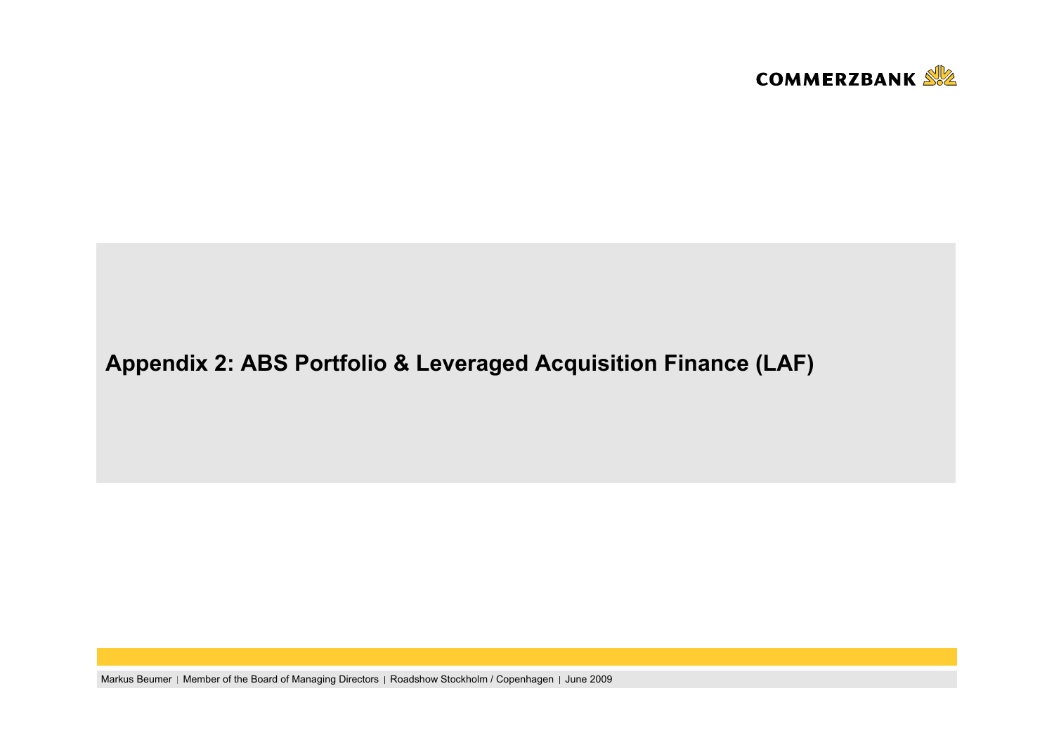# Appendix 2: ABS Portfolio & Leveraged Acquisition Finance (LAF)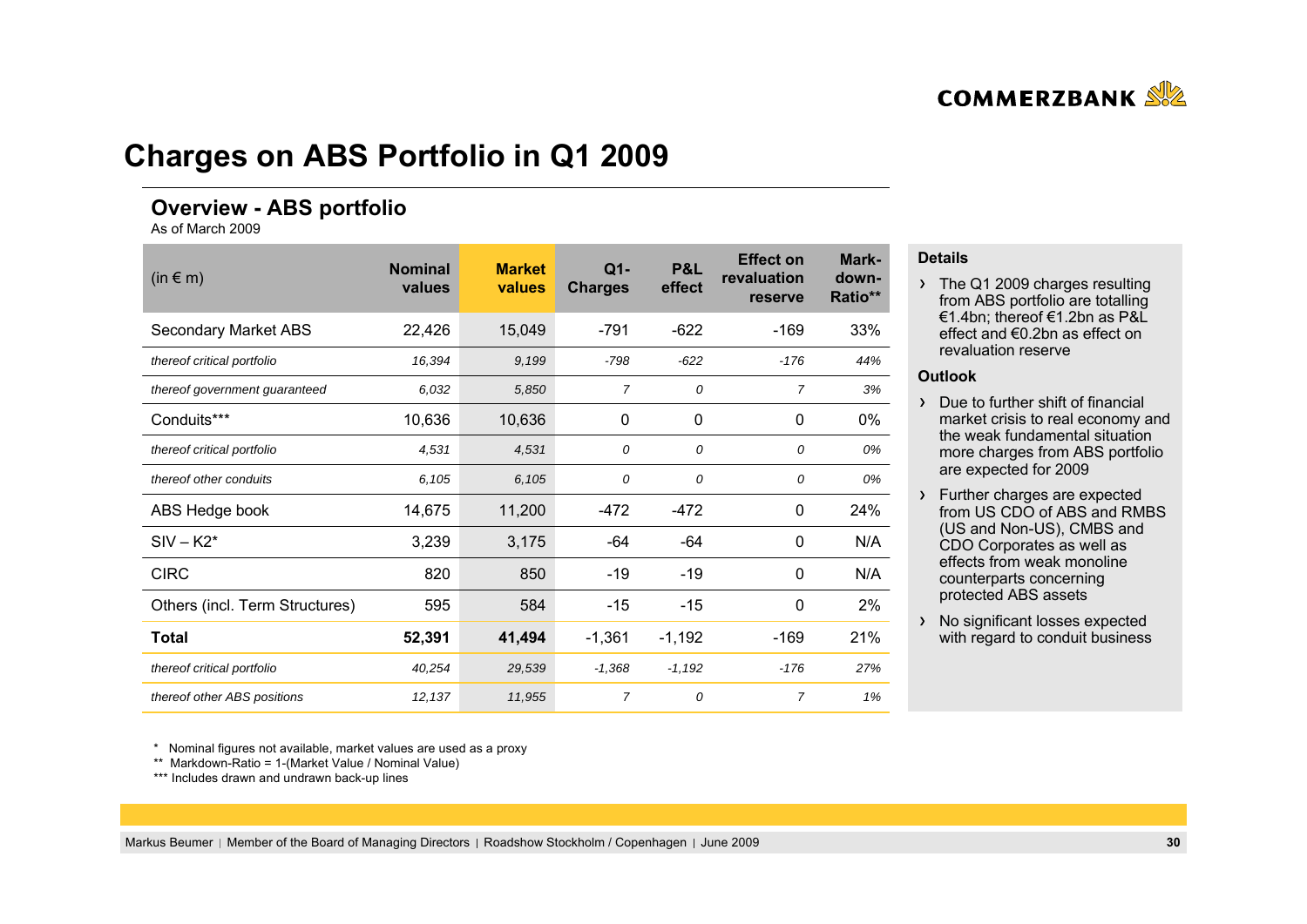# Charges on ABS Portfolio in Q1 2009

## Overview - ABS portfolio

As of March 2009

| (in € m) | Nominal values | Market values | Q1-Charges | P&L effect | Effect on revaluation reserve | Mark-down-Ratio** |
|---|---|---|---|---|---|---|
| Secondary Market ABS | 22,426 | 15,049 | -791 | -622 | -169 | 33% |
| *thereof critical portfolio* | *16,394* | *9,199* | *-798* | *-622* | *-176* | *44%* |
| *thereof government guaranteed* | *6,032* | *5,850* | *7* | *0* | *7* | *3%* |
| Conduits*** | 10,636 | 10,636 | 0 | 0 | 0 | 0% |
| *thereof critical portfolio* | *4,531* | *4,531* | *0* | *0* | *0* | *0%* |
| *thereof other conduits* | *6,105* | *6,105* | *0* | *0* | *0* | *0%* |
| ABS Hedge book | 14,675 | 11,200 | -472 | -472 | 0 | 24% |
| SIV – K2* | 3,239 | 3,175 | -64 | -64 | 0 | N/A |
| CIRC | 820 | 850 | -19 | -19 | 0 | N/A |
| Others (incl. Term Structures) | 595 | 584 | -15 | -15 | 0 | 2% |
| **Total** | **52,391** | **41,494** | -1,361 | -1,192 | -169 | 21% |
| *thereof critical portfolio* | *40,254* | *29,539* | *-1,368* | *-1,192* | *-176* | *27%* |
| *thereof other ABS positions* | *12,137* | *11,955* | *7* | *0* | *7* | *1%* |

\* Nominal figures not available, market values are used as a proxy

\*\* Markdown-Ratio = 1-(Market Value / Nominal Value)

\*\*\* Includes drawn and undrawn back-up lines

**Details**

- The Q1 2009 charges resulting from ABS portfolio are totalling €1.4bn; thereof €1.2bn as P&L effect and €0.2bn as effect on revaluation reserve

**Outlook**

- Due to further shift of financial market crisis to real economy and the weak fundamental situation more charges from ABS portfolio are expected for 2009
- Further charges are expected from US CDO of ABS and RMBS (US and Non-US), CMBS and CDO Corporates as well as effects from weak monoline counterparts concerning protected ABS assets
- No significant losses expected with regard to conduit business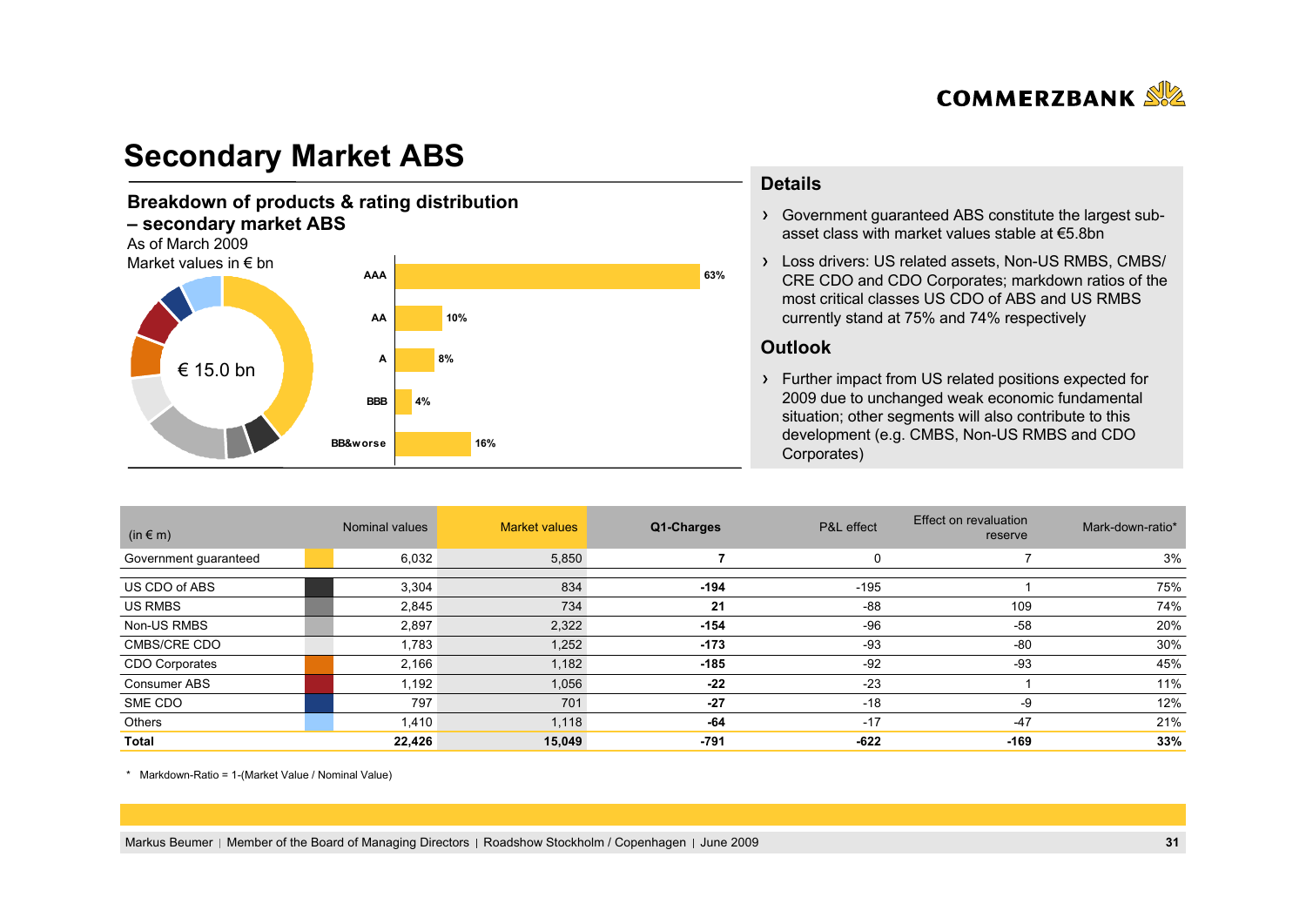# Secondary Market ABS

## Breakdown of products & rating distribution – secondary market ABS

As of March 2009

Market values in € bn

€ 15.0 bn

| Rating | Share |
|---|---|
| AAA | 63% |
| AA | 10% |
| A | 8% |
| BBB | 4% |
| BB&worse | 16% |

## Details

- Government guaranteed ABS constitute the largest sub-asset class with market values stable at €5.8bn
- Loss drivers: US related assets, Non-US RMBS, CMBS/ CRE CDO and CDO Corporates; markdown ratios of the most critical classes US CDO of ABS and US RMBS currently stand at 75% and 74% respectively

## Outlook

- Further impact from US related positions expected for 2009 due to unchanged weak economic fundamental situation; other segments will also contribute to this development (e.g. CMBS, Non-US RMBS and CDO Corporates)

| (in € m) | Nominal values | Market values | Q1-Charges | P&L effect | Effect on revaluation reserve | Mark-down-ratio* |
|---|---|---|---|---|---|---|
| Government guaranteed | 6,032 | 5,850 | **7** | 0 | 7 | 3% |
| US CDO of ABS | 3,304 | 834 | **-194** | -195 | 1 | 75% |
| US RMBS | 2,845 | 734 | **21** | -88 | 109 | 74% |
| Non-US RMBS | 2,897 | 2,322 | **-154** | -96 | -58 | 20% |
| CMBS/CRE CDO | 1,783 | 1,252 | **-173** | -93 | -80 | 30% |
| CDO Corporates | 2,166 | 1,182 | **-185** | -92 | -93 | 45% |
| Consumer ABS | 1,192 | 1,056 | **-22** | -23 | 1 | 11% |
| SME CDO | 797 | 701 | **-27** | -18 | -9 | 12% |
| Others | 1,410 | 1,118 | **-64** | -17 | -47 | 21% |
| **Total** | **22,426** | **15,049** | **-791** | **-622** | **-169** | **33%** |

\* Markdown-Ratio = 1-(Market Value / Nominal Value)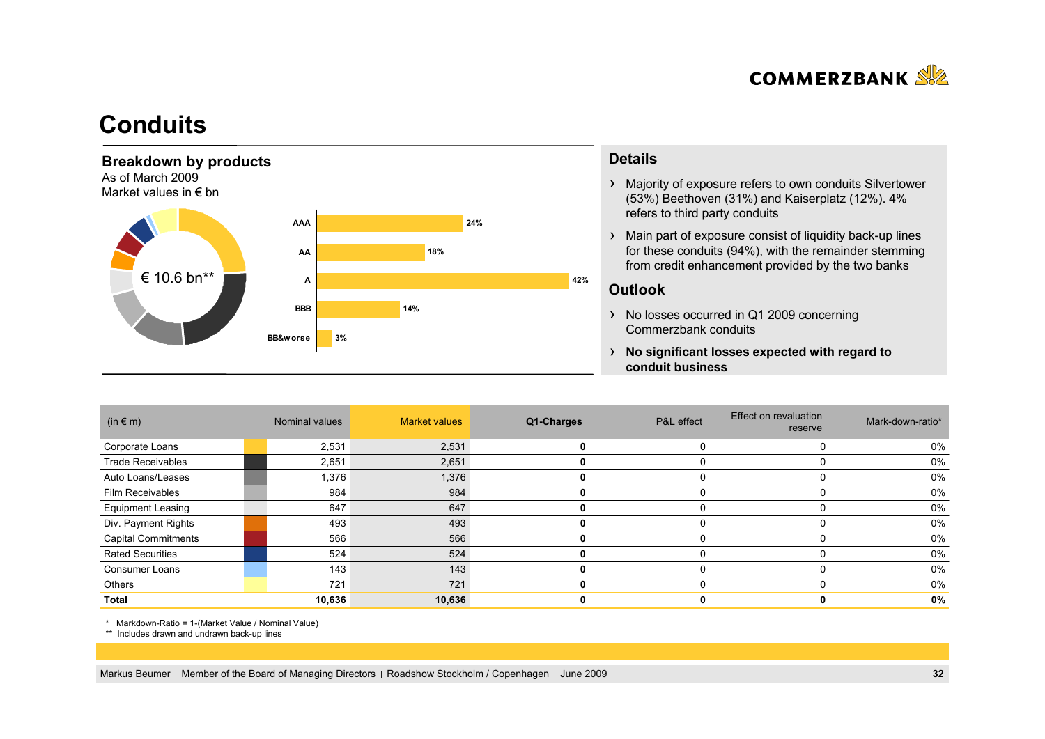# Conduits

## Breakdown by products

As of March 2009
Market values in € bn

€ 10.6 bn**

| Rating | Share |
|---|---|
| AAA | 24% |
| AA | 18% |
| A | 42% |
| BBB | 14% |
| BB&worse | 3% |

## Details

- Majority of exposure refers to own conduits Silvertower (53%) Beethoven (31%) and Kaiserplatz (12%). 4% refers to third party conduits
- Main part of exposure consist of liquidity back-up lines for these conduits (94%), with the remainder stemming from credit enhancement provided by the two banks

## Outlook

- No losses occurred in Q1 2009 concerning Commerzbank conduits
- **No significant losses expected with regard to conduit business**

| (in € m) | Nominal values | Market values | Q1-Charges | P&L effect | Effect on revaluation reserve | Mark-down-ratio* |
|---|---|---|---|---|---|---|
| Corporate Loans | 2,531 | 2,531 | **0** | 0 | 0 | 0% |
| Trade Receivables | 2,651 | 2,651 | **0** | 0 | 0 | 0% |
| Auto Loans/Leases | 1,376 | 1,376 | **0** | 0 | 0 | 0% |
| Film Receivables | 984 | 984 | **0** | 0 | 0 | 0% |
| Equipment Leasing | 647 | 647 | **0** | 0 | 0 | 0% |
| Div. Payment Rights | 493 | 493 | **0** | 0 | 0 | 0% |
| Capital Commitments | 566 | 566 | **0** | 0 | 0 | 0% |
| Rated Securities | 524 | 524 | **0** | 0 | 0 | 0% |
| Consumer Loans | 143 | 143 | **0** | 0 | 0 | 0% |
| Others | 721 | 721 | **0** | 0 | 0 | 0% |
| **Total** | **10,636** | **10,636** | **0** | **0** | **0** | **0%** |

* Markdown-Ratio = 1-(Market Value / Nominal Value)
** Includes drawn and undrawn back-up lines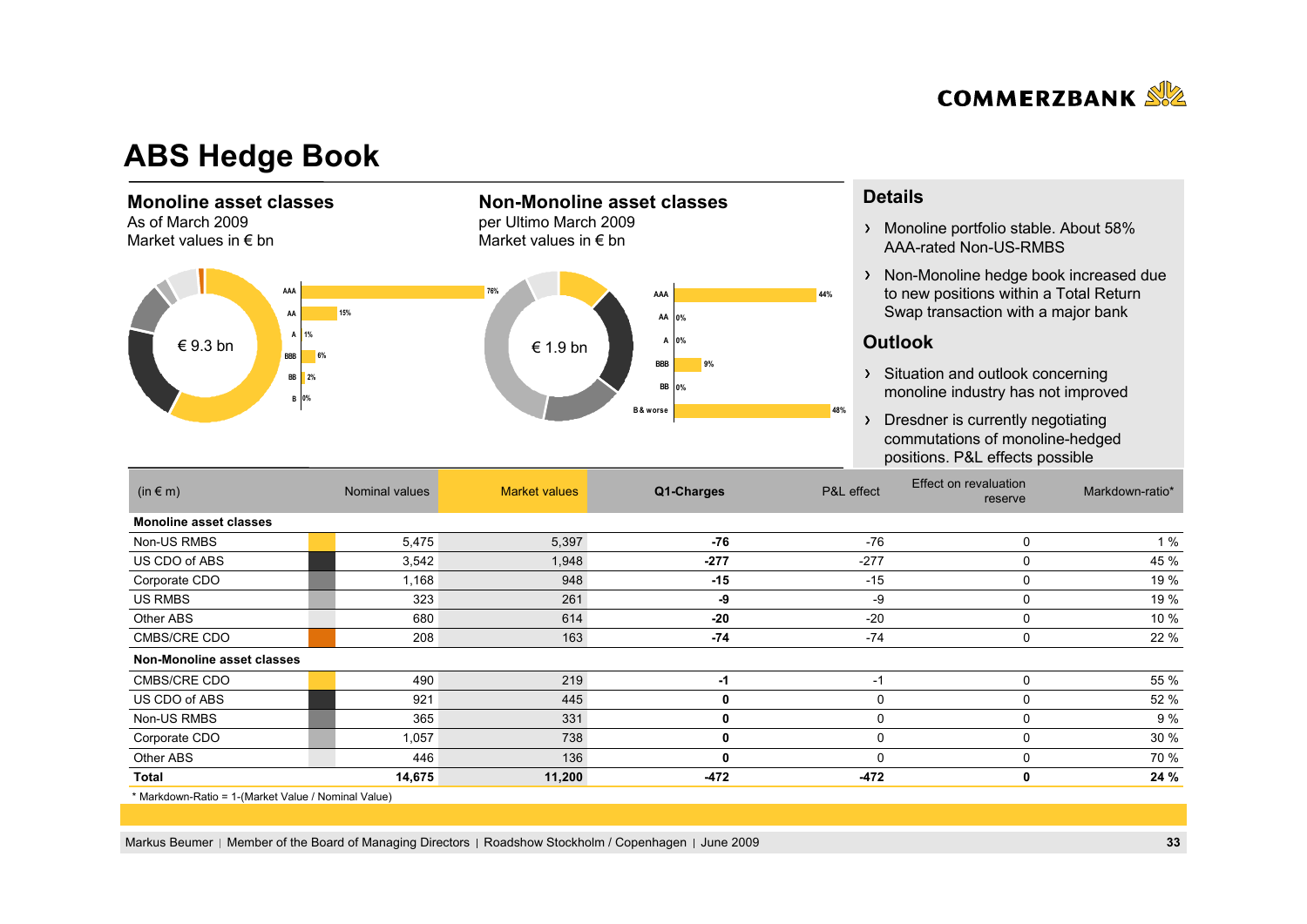# ABS Hedge Book

## Monoline asset classes

As of March 2009
Market values in € bn

€ 9.3 bn

| Rating | Share |
|---|---|
| AAA | 76% |
| AA | 15% |
| A | 1% |
| BBB | 6% |
| BB | 2% |
| B | 0% |

## Non-Monoline asset classes

per Ultimo March 2009
Market values in € bn

€ 1.9 bn

| Rating | Share |
|---|---|
| AAA | 44% |
| AA | 0% |
| A | 0% |
| BBB | 9% |
| BB | 0% |
| B & worse | 48% |

## Details

- Monoline portfolio stable. About 58% AAA-rated Non-US-RMBS
- Non-Monoline hedge book increased due to new positions within a Total Return Swap transaction with a major bank

## Outlook

- Situation and outlook concerning monoline industry has not improved
- Dresdner is currently negotiating commutations of monoline-hedged positions. P&L effects possible

| (in € m) | Nominal values | Market values | Q1-Charges | P&L effect | Effect on revaluation reserve | Markdown-ratio* |
|---|---|---|---|---|---|---|
| **Monoline asset classes** | | | | | | |
| Non-US RMBS | 5,475 | 5,397 | **-76** | -76 | 0 | 1 % |
| US CDO of ABS | 3,542 | 1,948 | **-277** | -277 | 0 | 45 % |
| Corporate CDO | 1,168 | 948 | **-15** | -15 | 0 | 19 % |
| US RMBS | 323 | 261 | **-9** | -9 | 0 | 19 % |
| Other ABS | 680 | 614 | **-20** | -20 | 0 | 10 % |
| CMBS/CRE CDO | 208 | 163 | **-74** | -74 | 0 | 22 % |
| **Non-Monoline asset classes** | | | | | | |
| CMBS/CRE CDO | 490 | 219 | **-1** | -1 | 0 | 55 % |
| US CDO of ABS | 921 | 445 | **0** | 0 | 0 | 52 % |
| Non-US RMBS | 365 | 331 | **0** | 0 | 0 | 9 % |
| Corporate CDO | 1,057 | 738 | **0** | 0 | 0 | 30 % |
| Other ABS | 446 | 136 | **0** | 0 | 0 | 70 % |
| **Total** | **14,675** | **11,200** | **-472** | **-472** | **0** | **24 %** |

* Markdown-Ratio = 1-(Market Value / Nominal Value)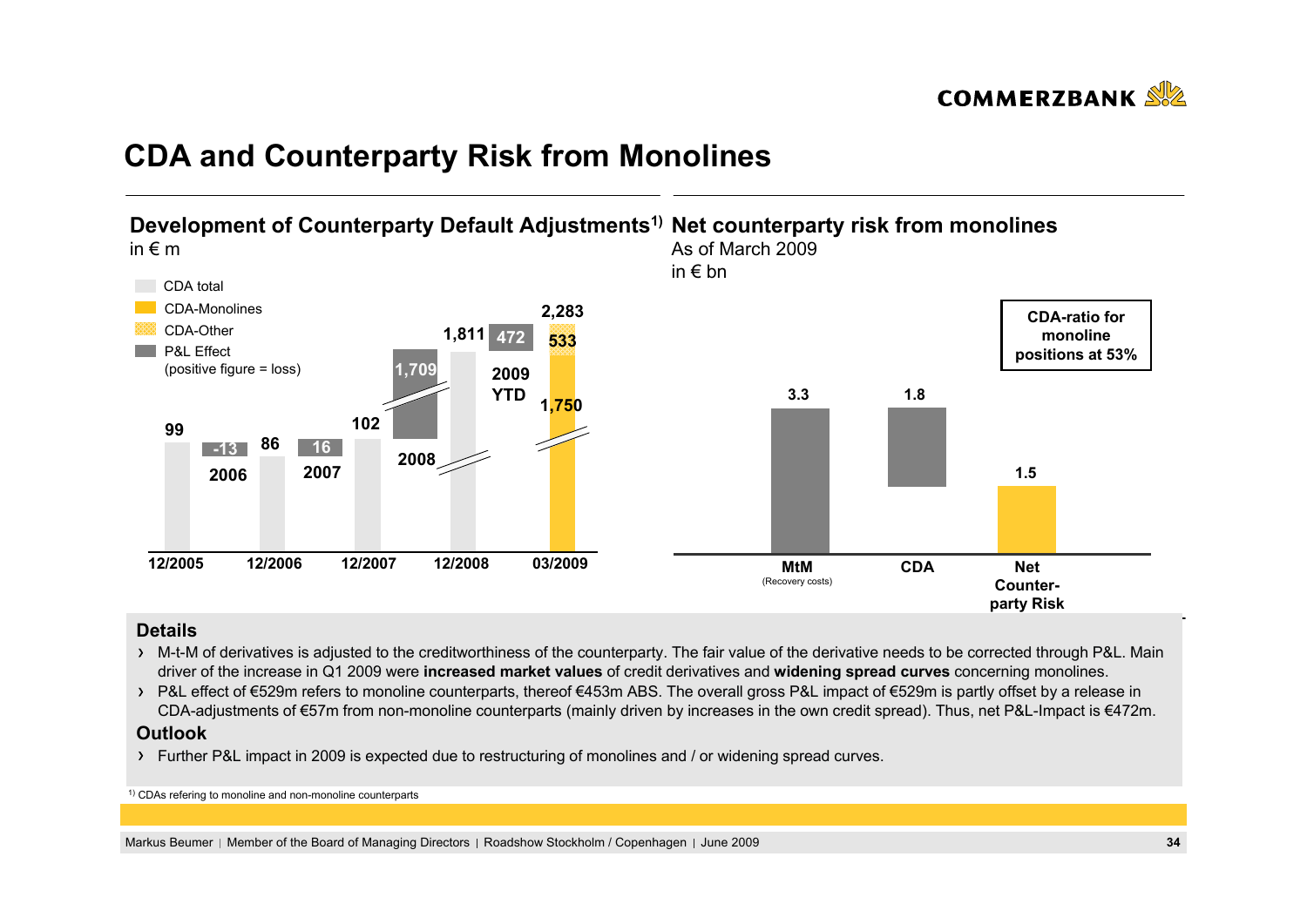# CDA and Counterparty Risk from Monolines

## Development of Counterparty Default Adjustments[1)]

in € m

- CDA total
- CDA-Monolines
- CDA-Other
- P&L Effect (positive figure = loss)

| | 12/2005 | 2006 | 12/2006 | 2007 | 12/2007 | 2008 | 12/2008 | 2009 YTD | 03/2009 |
|---|---|---|---|---|---|---|---|---|---|
| CDA total | 99 | | 86 | | 102 | | 1,811 | | 2,283 |
| P&L Effect | | -13 | | 16 | | 1,709 | | 472 | |
| CDA-Monolines | | | | | | | | | 1,750 |
| CDA-Other | | | | | | | | | 533 |

## Net counterparty risk from monolines

As of March 2009

in € bn

| MtM (Recovery costs) | CDA | Net Counterparty Risk |
|---|---|---|
| 3.3 | 1.8 | 1.5 |

**CDA-ratio for monoline positions at 53%**

### Details

- M-t-M of derivatives is adjusted to the creditworthiness of the counterparty. The fair value of the derivative needs to be corrected through P&L. Main driver of the increase in Q1 2009 were **increased market values** of credit derivatives and **widening spread curves** concerning monolines.
- P&L effect of €529m refers to monoline counterparts, thereof €453m ABS. The overall gross P&L impact of €529m is partly offset by a release in CDA-adjustments of €57m from non-monoline counterparts (mainly driven by increases in the own credit spread). Thus, net P&L-Impact is €472m.

### Outlook

- Further P&L impact in 2009 is expected due to restructuring of monolines and / or widening spread curves.

[1)] CDAs refering to monoline and non-monoline counterparts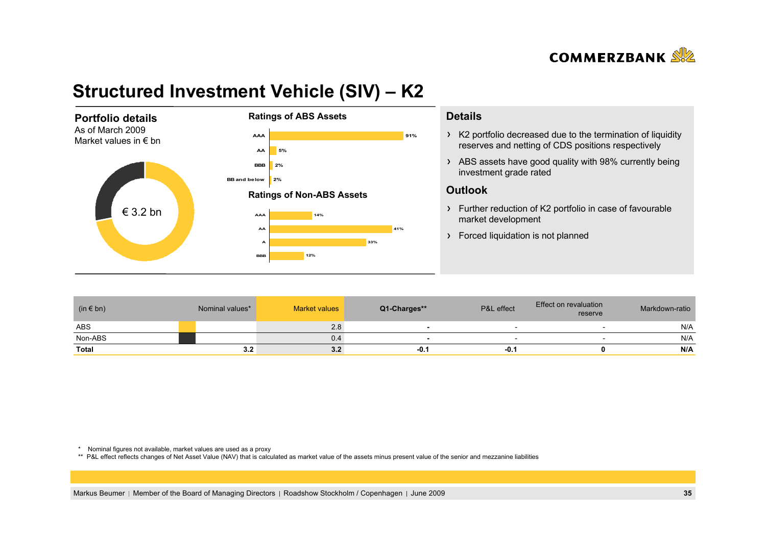# Structured Investment Vehicle (SIV) – K2

## Portfolio details

As of March 2009
Market values in € bn

€ 3.2 bn

**Ratings of ABS Assets**

| Rating | Share |
|---|---|
| AAA | 91% |
| AA | 5% |
| BBB | 2% |
| BB and below | 2% |

**Ratings of Non-ABS Assets**

| Rating | Share |
|---|---|
| AAA | 14% |
| AA | 41% |
| A | 33% |
| BBB | 12% |

## Details

- K2 portfolio decreased due to the termination of liquidity reserves and netting of CDS positions respectively
- ABS assets have good quality with 98% currently being investment grade rated

## Outlook

- Further reduction of K2 portfolio in case of favourable market development
- Forced liquidation is not planned

| (in € bn) | Nominal values* | Market values | Q1-Charges** | P&L effect | Effect on revaluation reserve | Markdown-ratio |
|---|---|---|---|---|---|---|
| ABS | | 2.8 | - | - | - | N/A |
| Non-ABS | | 0.4 | - | - | - | N/A |
| **Total** | **3.2** | **3.2** | **-0.1** | **-0.1** | **0** | **N/A** |

\* Nominal figures not available, market values are used as a proxy

** P&L effect reflects changes of Net Asset Value (NAV) that is calculated as market value of the assets minus present value of the senior and mezzanine liabilities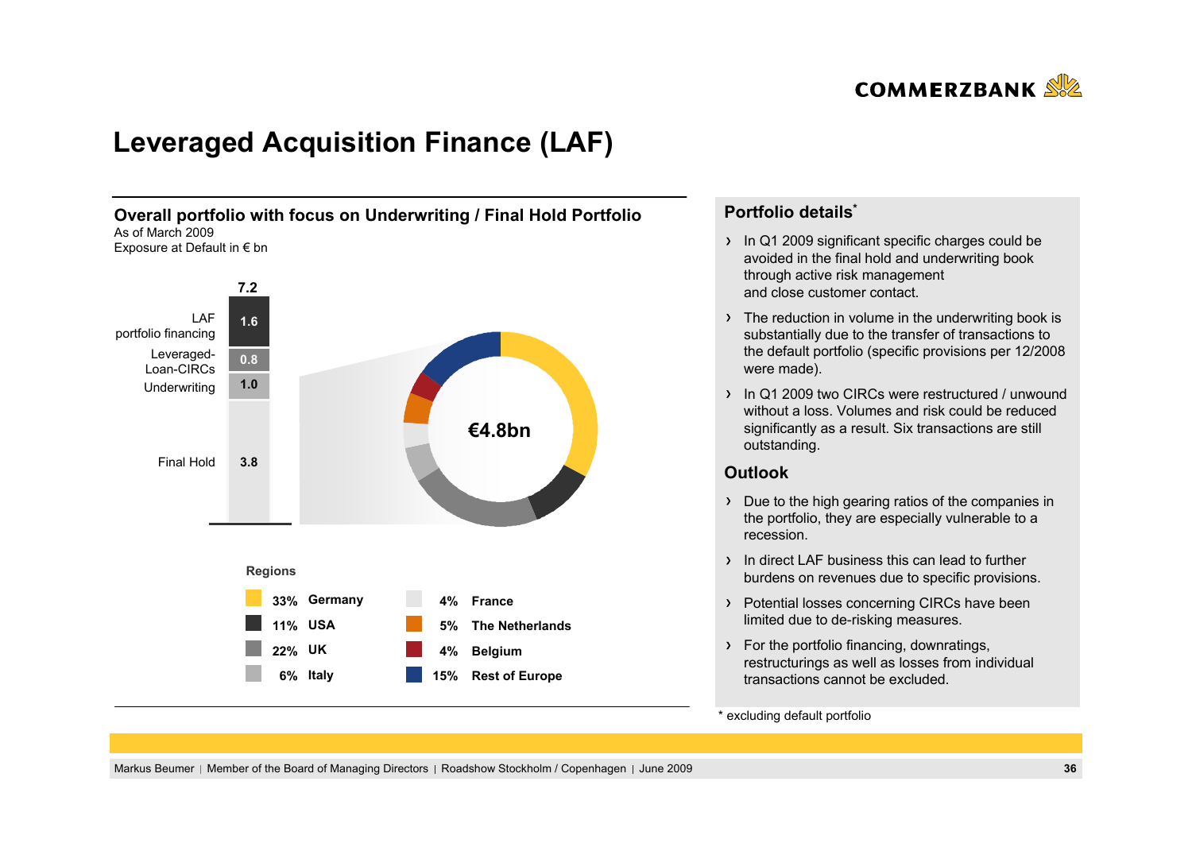# Leveraged Acquisition Finance (LAF)

## Overall portfolio with focus on Underwriting / Final Hold Portfolio

As of March 2009
Exposure at Default in € bn

| Component | € bn |
|---|---|
| LAF portfolio financing | 1.6 |
| Leveraged-Loan-CIRCs | 0.8 |
| Underwriting | 1.0 |
| Final Hold | 3.8 |
| **Total** | **7.2** |

€4.8bn

**Regions**

| Share | Region |
|---|---|
| 33% | Germany |
| 11% | USA |
| 22% | UK |
| 6% | Italy |
| 4% | France |
| 5% | The Netherlands |
| 4% | Belgium |
| 15% | Rest of Europe |

## Portfolio details*

- In Q1 2009 significant specific charges could be avoided in the final hold and underwriting book through active risk management and close customer contact.
- The reduction in volume in the underwriting book is substantially due to the transfer of transactions to the default portfolio (specific provisions per 12/2008 were made).
- In Q1 2009 two CIRCs were restructured / unwound without a loss. Volumes and risk could be reduced significantly as a result. Six transactions are still outstanding.

## Outlook

- Due to the high gearing ratios of the companies in the portfolio, they are especially vulnerable to a recession.
- In direct LAF business this can lead to further burdens on revenues due to specific provisions.
- Potential losses concerning CIRCs have been limited due to de-risking measures.
- For the portfolio financing, downratings, restructurings as well as losses from individual transactions cannot be excluded.

* excluding default portfolio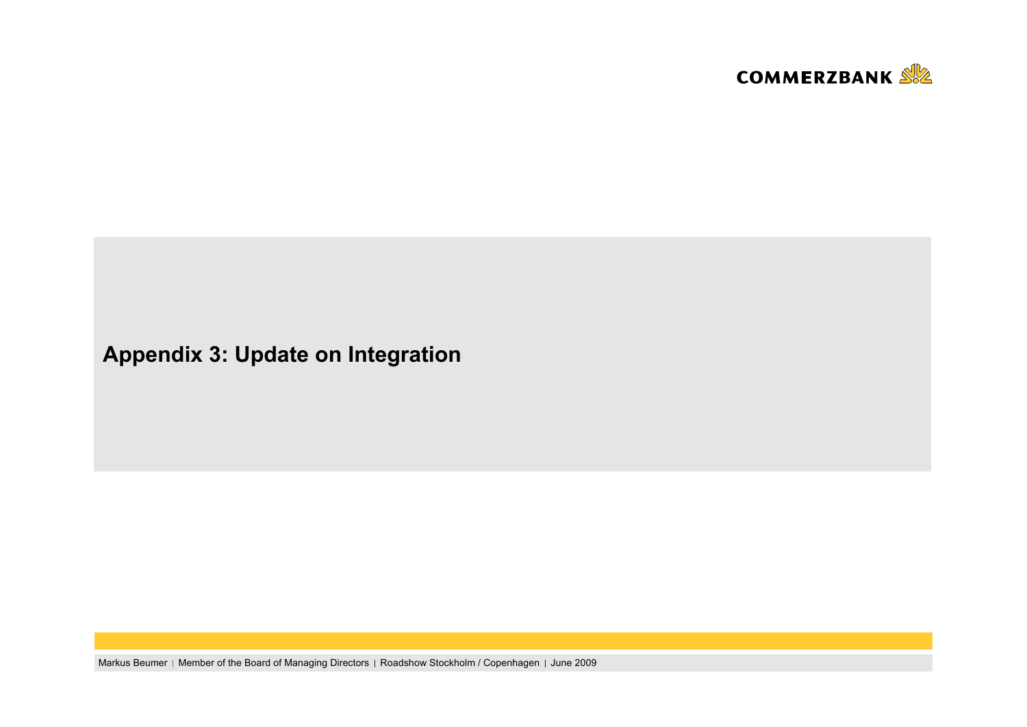# Appendix 3: Update on Integration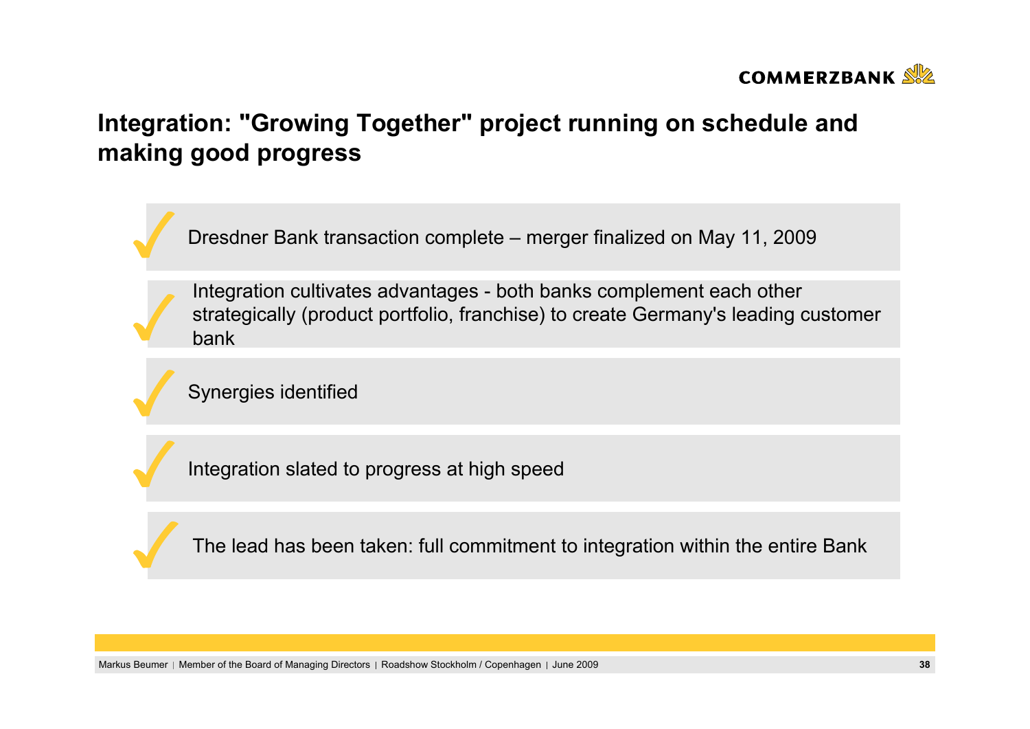# Integration: "Growing Together" project running on schedule and making good progress

- ✓ Dresdner Bank transaction complete – merger finalized on May 11, 2009
- ✓ Integration cultivates advantages - both banks complement each other strategically (product portfolio, franchise) to create Germany's leading customer bank
- ✓ Synergies identified
- ✓ Integration slated to progress at high speed
- ✓ The lead has been taken: full commitment to integration within the entire Bank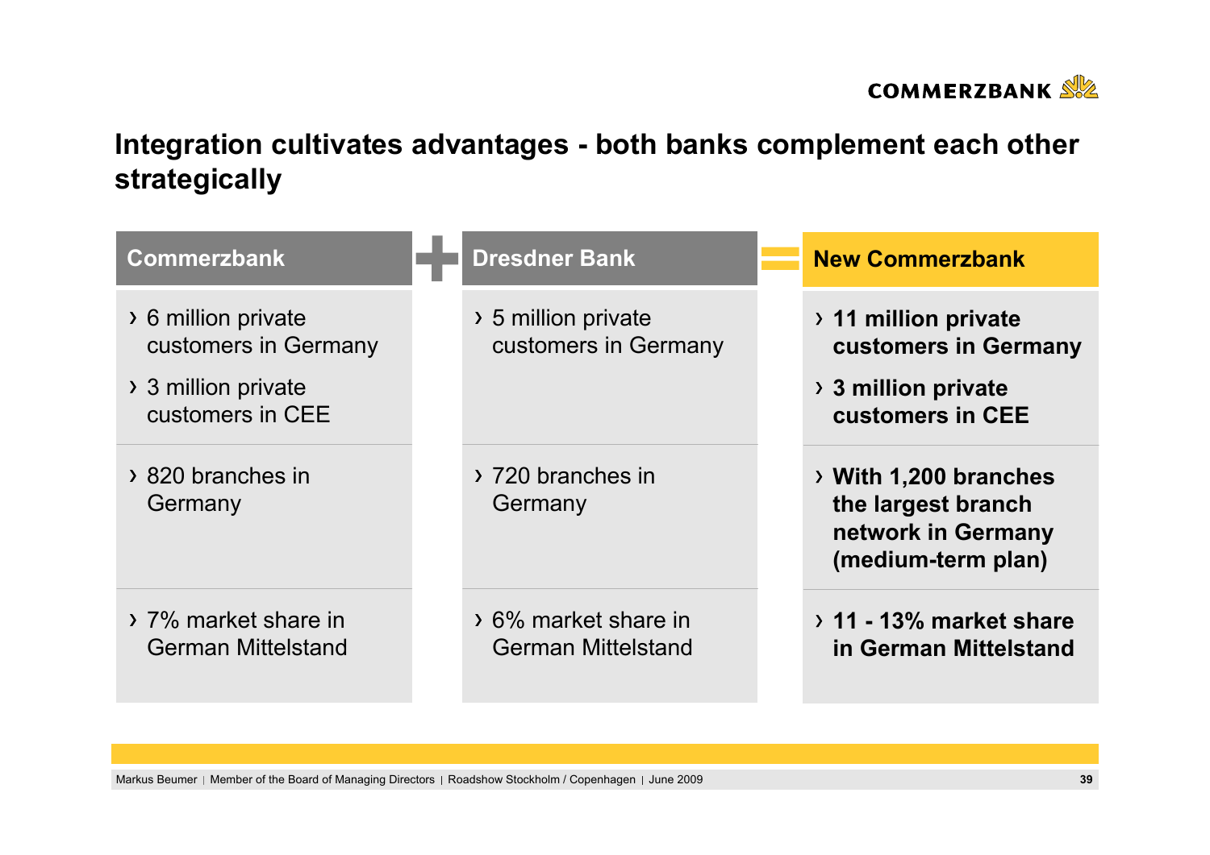## Integration cultivates advantages - both banks complement each other strategically

| Commerzbank | + | Dresdner Bank | = | New Commerzbank |
|---|---|---|---|---|
| › 6 million private customers in Germany<br>› 3 million private customers in CEE | | › 5 million private customers in Germany | | › **11 million private customers in Germany**<br>› **3 million private customers in CEE** |
| › 820 branches in Germany | | › 720 branches in Germany | | › **With 1,200 branches the largest branch network in Germany (medium-term plan)** |
| › 7% market share in German Mittelstand | | › 6% market share in German Mittelstand | | › **11 - 13% market share in German Mittelstand** |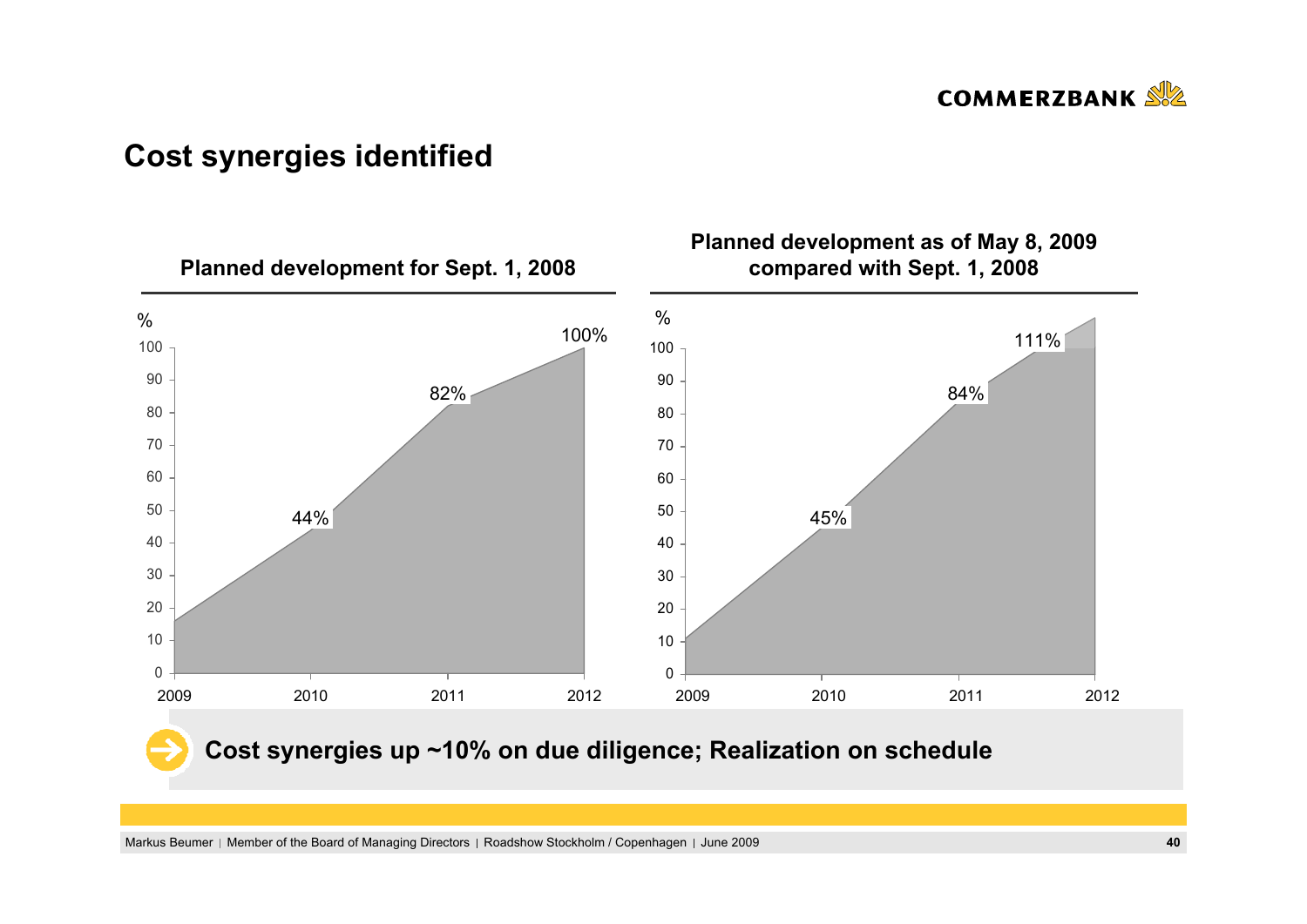# Cost synergies identified

### Planned development for Sept. 1, 2008

| Year | % |
| --- | --- |
| 2010 | 44% |
| 2011 | 82% |
| 2012 | 100% |

### Planned development as of May 8, 2009 compared with Sept. 1, 2008

| Year | % |
| --- | --- |
| 2010 | 45% |
| 2011 | 84% |
| 2012 | 111% |

**Cost synergies up ~10% on due diligence; Realization on schedule**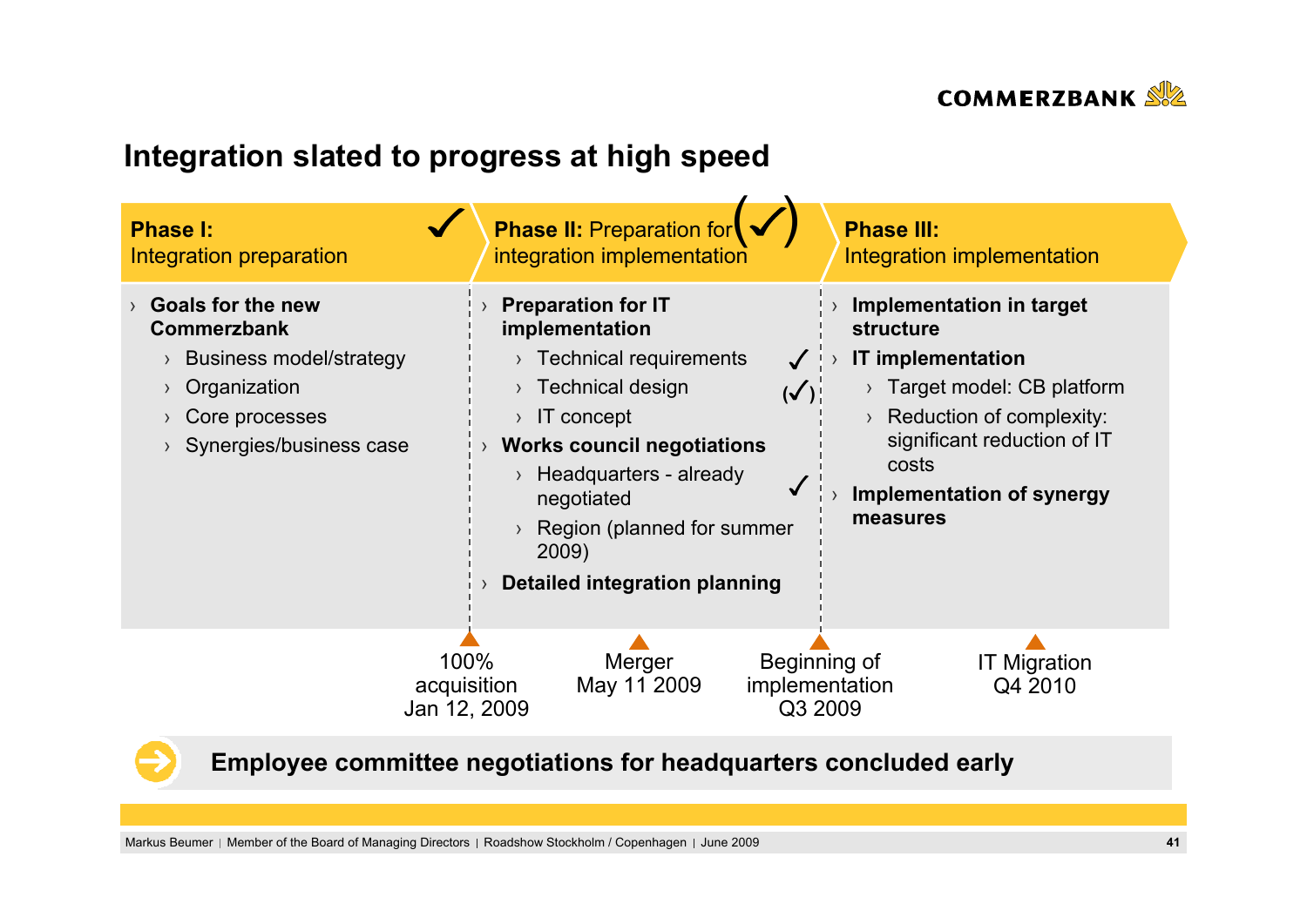## Integration slated to progress at high speed

### Phase I: Integration preparation ✓

- **Goals for the new Commerzbank**
  - Business model/strategy
  - Organization
  - Core processes
  - Synergies/business case

### Phase II: Preparation for integration implementation (✓)

- **Preparation for IT implementation**
  - Technical requirements ✓
  - Technical design (✓)
  - IT concept
- **Works council negotiations**
  - Headquarters - already negotiated ✓
  - Region (planned for summer 2009)
- **Detailed integration planning**

### Phase III: Integration implementation

- **Implementation in target structure**
- **IT implementation**
  - Target model: CB platform
  - Reduction of complexity: significant reduction of IT costs
- **Implementation of synergy measures**

**Timeline:**

- 100% acquisition Jan 12, 2009
- Merger May 11 2009
- Beginning of implementation Q3 2009
- IT Migration Q4 2010

**Employee committee negotiations for headquarters concluded early**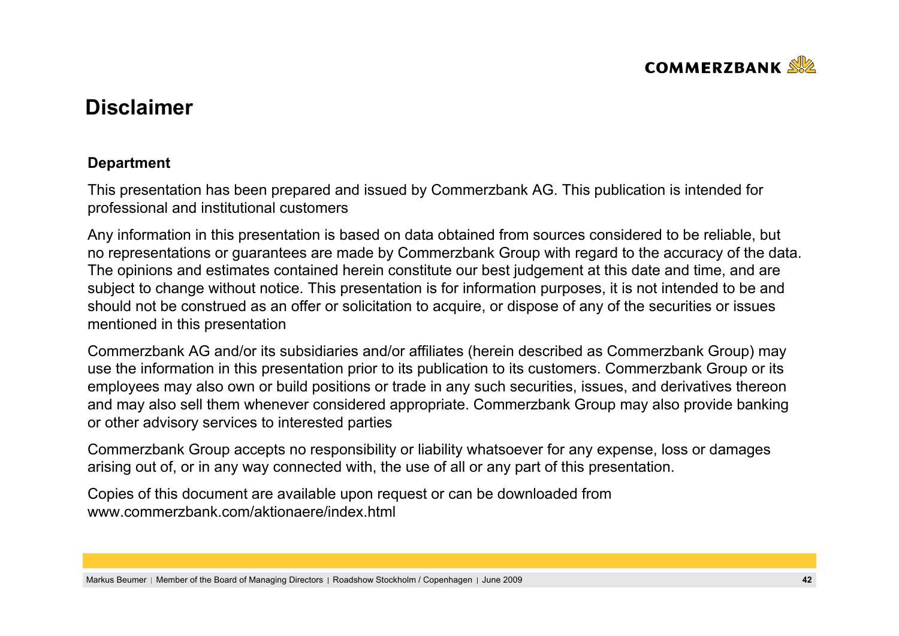# Disclaimer

**Department**

This presentation has been prepared and issued by Commerzbank AG. This publication is intended for professional and institutional customers

Any information in this presentation is based on data obtained from sources considered to be reliable, but no representations or guarantees are made by Commerzbank Group with regard to the accuracy of the data. The opinions and estimates contained herein constitute our best judgement at this date and time, and are subject to change without notice. This presentation is for information purposes, it is not intended to be and should not be construed as an offer or solicitation to acquire, or dispose of any of the securities or issues mentioned in this presentation

Commerzbank AG and/or its subsidiaries and/or affiliates (herein described as Commerzbank Group) may use the information in this presentation prior to its publication to its customers. Commerzbank Group or its employees may also own or build positions or trade in any such securities, issues, and derivatives thereon and may also sell them whenever considered appropriate. Commerzbank Group may also provide banking or other advisory services to interested parties

Commerzbank Group accepts no responsibility or liability whatsoever for any expense, loss or damages arising out of, or in any way connected with, the use of all or any part of this presentation.

Copies of this document are available upon request or can be downloaded from www.commerzbank.com/aktionaere/index.html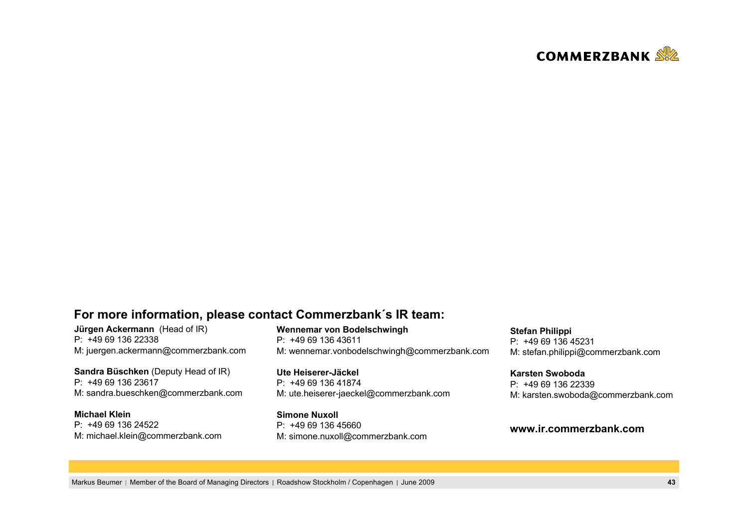**For more information, please contact Commerzbank´s IR team:**

**Jürgen Ackermann** (Head of IR)
P: +49 69 136 22338
M: juergen.ackermann@commerzbank.com

**Sandra Büschken** (Deputy Head of IR)
P: +49 69 136 23617
M: sandra.bueschken@commerzbank.com

**Michael Klein**
P: +49 69 136 24522
M: michael.klein@commerzbank.com

**Wennemar von Bodelschwingh**
P: +49 69 136 43611
M: wennemar.vonbodelschwingh@commerzbank.com

**Ute Heiserer-Jäckel**
P: +49 69 136 41874
M: ute.heiserer-jaeckel@commerzbank.com

**Simone Nuxoll**
P: +49 69 136 45660
M: simone.nuxoll@commerzbank.com

**Stefan Philippi**
P: +49 69 136 45231
M: stefan.philippi@commerzbank.com

**Karsten Swoboda**
P: +49 69 136 22339
M: karsten.swoboda@commerzbank.com

**www.ir.commerzbank.com**